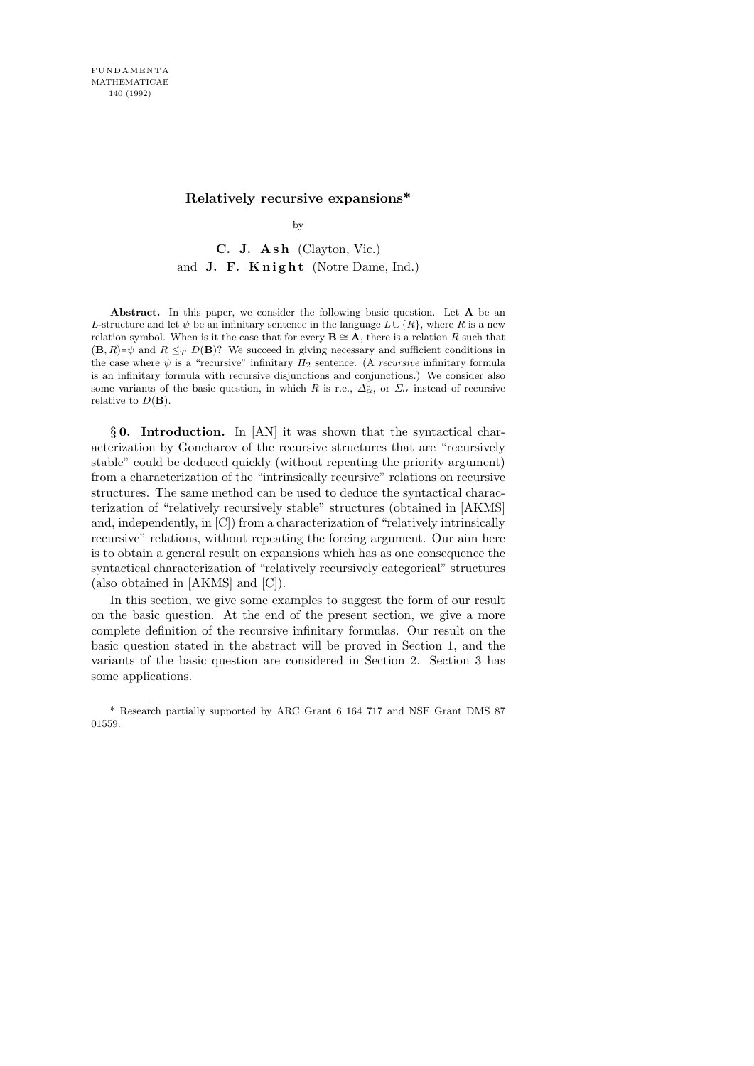FUNDAMENTA MATHEMATICAE 140 (1992)

# Relatively recursive expansions*

by

**C. J. Ash** (Clayton, Vic.) and **J. F. Knight** (Notre Dame, Ind.)

**Abstract.** In this paper, we consider the following basic question. Let $\mathbf{A}$ be an $L$-structure and let $\psi$ be an infinitary sentence in the language $L \cup \{R\}$, where $R$ is a new relation symbol. When is it the case that for every $\mathbf{B} \cong \mathbf{A}$, there is a relation $R$ such that $(\mathbf{B}, R) \models \psi$ and $R \leq_T D(\mathbf{B})$? We succeed in giving necessary and sufficient conditions in the case where $\psi$ is a "recursive" infinitary $\Pi_2$ sentence. (A *recursive* infinitary formula is an infinitary formula with recursive disjunctions and conjunctions.) We consider also some variants of the basic question, in which $R$ is r.e., $\Delta^0_\alpha$, or $\Sigma_\alpha$ instead of recursive relative to $D(\mathbf{B})$.

**§ 0. Introduction.** In [AN] it was shown that the syntactical characterization by Goncharov of the recursive structures that are "recursively stable" could be deduced quickly (without repeating the priority argument) from a characterization of the "intrinsically recursive" relations on recursive structures. The same method can be used to deduce the syntactical characterization of "relatively recursively stable" structures (obtained in [AKMS] and, independently, in [C]) from a characterization of "relatively intrinsically recursive" relations, without repeating the forcing argument. Our aim here is to obtain a general result on expansions which has as one consequence the syntactical characterization of "relatively recursively categorical" structures (also obtained in [AKMS] and [C]).

In this section, we give some examples to suggest the form of our result on the basic question. At the end of the present section, we give a more complete definition of the recursive infinitary formulas. Our result on the basic question stated in the abstract will be proved in Section 1, and the variants of the basic question are considered in Section 2. Section 3 has some applications.

* Research partially supported by ARC Grant 6 164 717 and NSF Grant DMS 87 01559.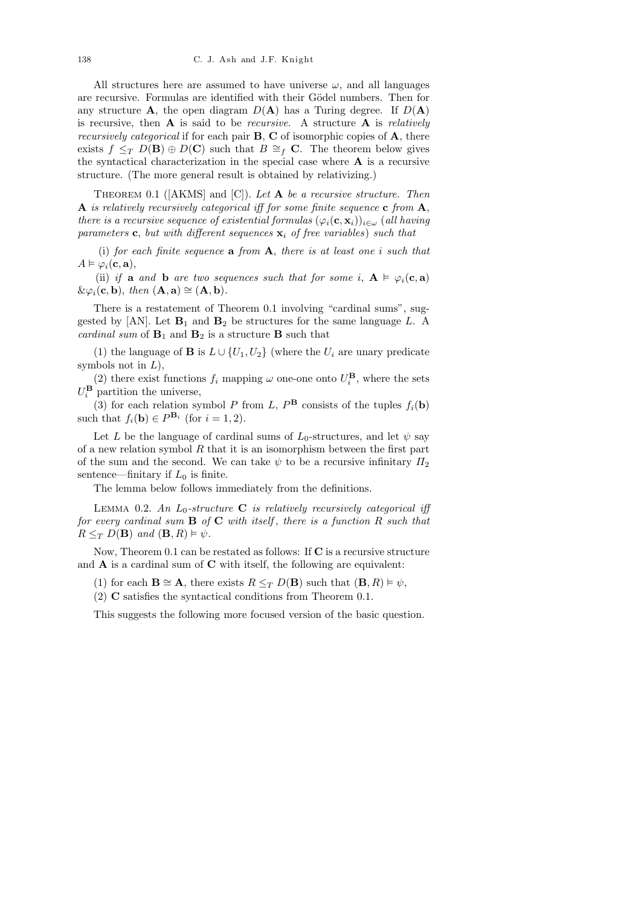All structures here are assumed to have universe $\omega$, and all languages are recursive. Formulas are identified with their Gödel numbers. Then for any structure $\mathbf{A}$, the open diagram $D(\mathbf{A})$ has a Turing degree. If $D(\mathbf{A})$ is recursive, then $\mathbf{A}$ is said to be *recursive*. A structure $\mathbf{A}$ is *relatively recursively categorical* if for each pair $\mathbf{B}$, $\mathbf{C}$ of isomorphic copies of $\mathbf{A}$, there exists $f \leq_T D(\mathbf{B}) \oplus D(\mathbf{C})$ such that $B \cong_f \mathbf{C}$. The theorem below gives the syntactical characterization in the special case where $\mathbf{A}$ is a recursive structure. (The more general result is obtained by relativizing.)

Theorem 0.1 ([AKMS] and [C]). *Let $\mathbf{A}$ be a recursive structure. Then $\mathbf{A}$ is relatively recursively categorical iff for some finite sequence $\mathbf{c}$ from $\mathbf{A}$, there is a recursive sequence of existential formulas $(\varphi_i(\mathbf{c}, \mathbf{x}_i))_{i\in\omega}$ (all having parameters $\mathbf{c}$, but with different sequences $\mathbf{x}_i$ of free variables) such that*

(i) *for each finite sequence $\mathbf{a}$ from $\mathbf{A}$, there is at least one $i$ such that $A \models \varphi_i(\mathbf{c}, \mathbf{a})$,*

(ii) *if $\mathbf{a}$ and $\mathbf{b}$ are two sequences such that for some $i$, $\mathbf{A} \models \varphi_i(\mathbf{c}, \mathbf{a})$ $\& \varphi_i(\mathbf{c}, \mathbf{b})$, then $(\mathbf{A}, \mathbf{a}) \cong (\mathbf{A}, \mathbf{b})$.*

There is a restatement of Theorem 0.1 involving "cardinal sums", suggested by [AN]. Let $\mathbf{B}_1$ and $\mathbf{B}_2$ be structures for the same language $L$. A *cardinal sum* of $\mathbf{B}_1$ and $\mathbf{B}_2$ is a structure $\mathbf{B}$ such that

(1) the language of $\mathbf{B}$ is $L \cup \{U_1, U_2\}$ (where the $U_i$ are unary predicate symbols not in $L$),

(2) there exist functions $f_i$ mapping $\omega$ one-one onto $U_i^{\mathbf{B}}$, where the sets $U_i^{\mathbf{B}}$ partition the universe,

(3) for each relation symbol $P$ from $L$, $P^{\mathbf{B}}$ consists of the tuples $f_i(\mathbf{b})$ such that $f_i(\mathbf{b}) \in P^{\mathbf{B}_i}$ (for $i = 1, 2$).

Let $L$ be the language of cardinal sums of $L_0$-structures, and let $\psi$ say of a new relation symbol $R$ that it is an isomorphism between the first part of the sum and the second. We can take $\psi$ to be a recursive infinitary $\Pi_2$ sentence—finitary if $L_0$ is finite.

The lemma below follows immediately from the definitions.

Lemma 0.2. *An $L_0$-structure $\mathbf{C}$ is relatively recursively categorical iff for every cardinal sum $\mathbf{B}$ of $\mathbf{C}$ with itself, there is a function $R$ such that $R \leq_T D(\mathbf{B})$ and $(\mathbf{B}, R) \models \psi$.*

Now, Theorem 0.1 can be restated as follows: If $\mathbf{C}$ is a recursive structure and $\mathbf{A}$ is a cardinal sum of $\mathbf{C}$ with itself, the following are equivalent:

(1) for each $\mathbf{B} \cong \mathbf{A}$, there exists $R \leq_T D(\mathbf{B})$ such that $(\mathbf{B}, R) \models \psi$,

(2) $\mathbf{C}$ satisfies the syntactical conditions from Theorem 0.1.

This suggests the following more focused version of the basic question.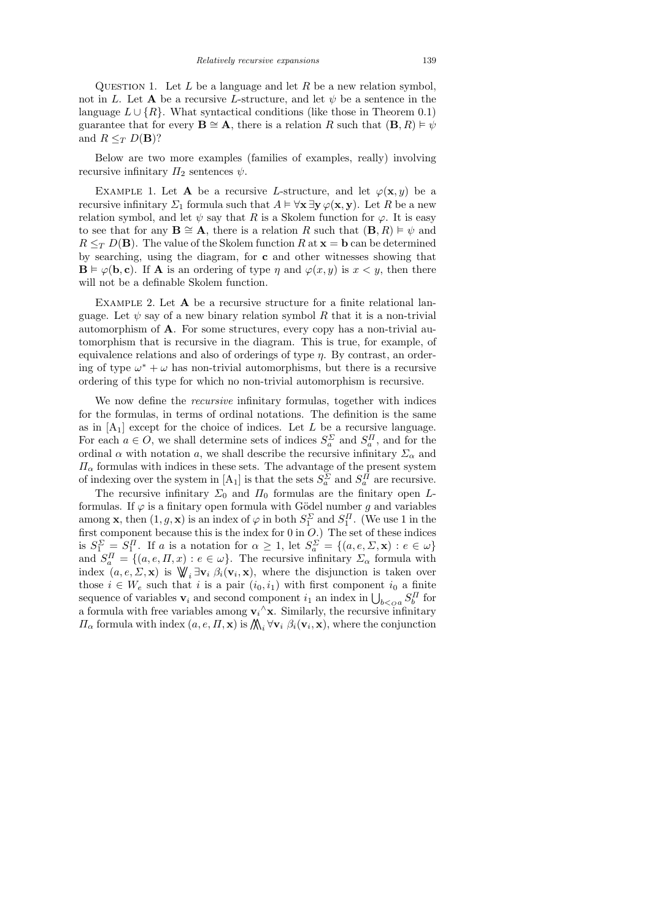Question 1. Let $L$ be a language and let $R$ be a new relation symbol, not in $L$. Let $\mathbf{A}$ be a recursive $L$-structure, and let $\psi$ be a sentence in the language $L \cup \{R\}$. What syntactical conditions (like those in Theorem 0.1) guarantee that for every $\mathbf{B} \cong \mathbf{A}$, there is a relation $R$ such that $(\mathbf{B}, R) \models \psi$ and $R \leq_T D(\mathbf{B})$?

Below are two more examples (families of examples, really) involving recursive infinitary $\Pi_2$ sentences $\psi$.

Example 1. Let $\mathbf{A}$ be a recursive $L$-structure, and let $\varphi(\mathbf{x}, y)$ be a recursive infinitary $\Sigma_1$ formula such that $A \models \forall \mathbf{x}\, \exists \mathbf{y}\, \varphi(\mathbf{x}, \mathbf{y})$. Let $R$ be a new relation symbol, and let $\psi$ say that $R$ is a Skolem function for $\varphi$. It is easy to see that for any $\mathbf{B} \cong \mathbf{A}$, there is a relation $R$ such that $(\mathbf{B}, R) \models \psi$ and $R \leq_T D(\mathbf{B})$. The value of the Skolem function $R$ at $\mathbf{x} = \mathbf{b}$ can be determined by searching, using the diagram, for $\mathbf{c}$ and other witnesses showing that $\mathbf{B} \models \varphi(\mathbf{b}, \mathbf{c})$. If $\mathbf{A}$ is an ordering of type $\eta$ and $\varphi(x, y)$ is $x < y$, then there will not be a definable Skolem function.

Example 2. Let $\mathbf{A}$ be a recursive structure for a finite relational language. Let $\psi$ say of a new binary relation symbol $R$ that it is a non-trivial automorphism of $\mathbf{A}$. For some structures, every copy has a non-trivial automorphism that is recursive in the diagram. This is true, for example, of equivalence relations and also of orderings of type $\eta$. By contrast, an ordering of type $\omega^* + \omega$ has non-trivial automorphisms, but there is a recursive ordering of this type for which no non-trivial automorphism is recursive.

We now define the *recursive* infinitary formulas, together with indices for the formulas, in terms of ordinal notations. The definition is the same as in [A$_1$] except for the choice of indices. Let $L$ be a recursive language. For each $a \in O$, we shall determine sets of indices $S_a^{\Sigma}$ and $S_a^{\Pi}$, and for the ordinal $\alpha$ with notation $a$, we shall describe the recursive infinitary $\Sigma_\alpha$ and $\Pi_\alpha$ formulas with indices in these sets. The advantage of the present system of indexing over the system in [A$_1$] is that the sets $S_a^{\Sigma}$ and $S_a^{\Pi}$ are recursive.

The recursive infinitary $\Sigma_0$ and $\Pi_0$ formulas are the finitary open $L$-formulas. If $\varphi$ is a finitary open formula with Gödel number $g$ and variables among $\mathbf{x}$, then $(1, g, \mathbf{x})$ is an index of $\varphi$ in both $S_1^{\Sigma}$ and $S_1^{\Pi}$. (We use 1 in the first component because this is the index for 0 in $O$.) The set of these indices is $S_1^{\Sigma} = S_1^{\Pi}$. If $a$ is a notation for $\alpha \geq 1$, let $S_a^{\Sigma} = \{(a, e, \Sigma, \mathbf{x}) : e \in \omega\}$ and $S_a^{\Pi} = \{(a, e, \Pi, x) : e \in \omega\}$. The recursive infinitary $\Sigma_\alpha$ formula with index $(a, e, \Sigma, \mathbf{x})$ is $\bigvee\!\!\!\bigvee_i \exists \mathbf{v}_i\, \beta_i(\mathbf{v}_i, \mathbf{x})$, where the disjunction is taken over those $i \in W_e$ such that $i$ is a pair $(i_0, i_1)$ with first component $i_0$ a finite sequence of variables $\mathbf{v}_i$ and second component $i_1$ an index in $\bigcup_{b <_O a} S_b^{\Pi}$ for a formula with free variables among $\mathbf{v}_i{}^\wedge\mathbf{x}$. Similarly, the recursive infinitary $\Pi_\alpha$ formula with index $(a, e, \Pi, \mathbf{x})$ is $\bigwedge\!\!\!\bigwedge_i \forall \mathbf{v}_i\, \beta_i(\mathbf{v}_i, \mathbf{x})$, where the conjunction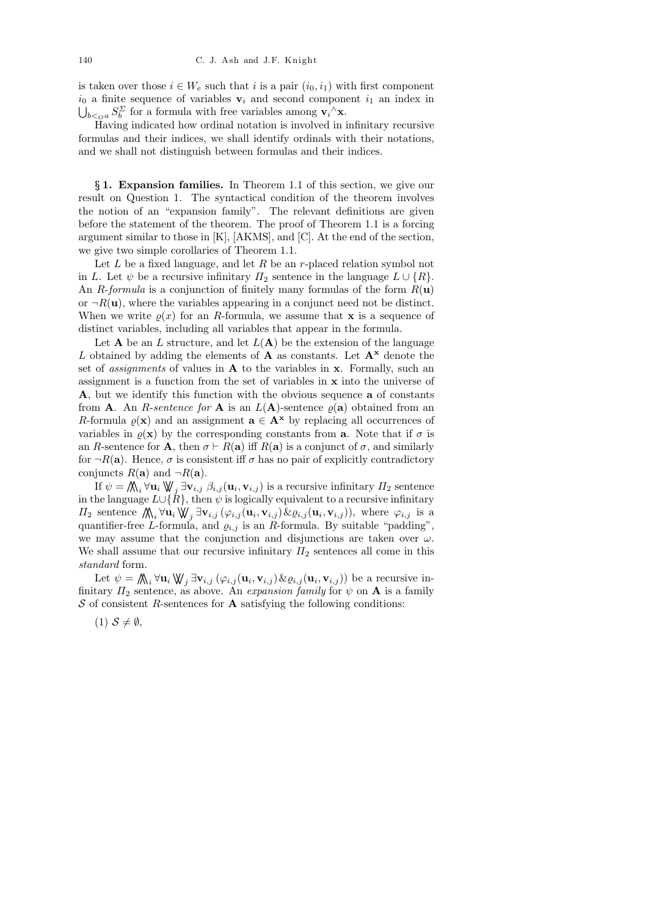is taken over those $i \in W_e$ such that $i$ is a pair $(i_0, i_1)$ with first component $i_0$ a finite sequence of variables $\mathbf{v}_i$ and second component $i_1$ an index in $\bigcup_{b <_O a} S_b^\Sigma$ for a formula with free variables among $\mathbf{v}_i{}^\wedge\mathbf{x}$.

Having indicated how ordinal notation is involved in infinitary recursive formulas and their indices, we shall identify ordinals with their notations, and we shall not distinguish between formulas and their indices.

## § 1. Expansion families.

In Theorem 1.1 of this section, we give our result on Question 1. The syntactical condition of the theorem involves the notion of an "expansion family". The relevant definitions are given before the statement of the theorem. The proof of Theorem 1.1 is a forcing argument similar to those in [K], [AKMS], and [C]. At the end of the section, we give two simple corollaries of Theorem 1.1.

Let $L$ be a fixed language, and let $R$ be an $r$-placed relation symbol not in $L$. Let $\psi$ be a recursive infinitary $\Pi_2$ sentence in the language $L \cup \{R\}$. An *R-formula* is a conjunction of finitely many formulas of the form $R(\mathbf{u})$ or $\neg R(\mathbf{u})$, where the variables appearing in a conjunct need not be distinct. When we write $\varrho(x)$ for an $R$-formula, we assume that $\mathbf{x}$ is a sequence of distinct variables, including all variables that appear in the formula.

Let $\mathbf{A}$ be an $L$ structure, and let $L(\mathbf{A})$ be the extension of the language $L$ obtained by adding the elements of $\mathbf{A}$ as constants. Let $\mathbf{A}^{\mathbf{x}}$ denote the set of *assignments* of values in $\mathbf{A}$ to the variables in $\mathbf{x}$. Formally, such an assignment is a function from the set of variables in $\mathbf{x}$ into the universe of $\mathbf{A}$, but we identify this function with the obvious sequence $\mathbf{a}$ of constants from $\mathbf{A}$. An *R-sentence for* $\mathbf{A}$ is an $L(\mathbf{A})$-sentence $\varrho(\mathbf{a})$ obtained from an $R$-formula $\varrho(\mathbf{x})$ and an assignment $\mathbf{a} \in \mathbf{A}^{\mathbf{x}}$ by replacing all occurrences of variables in $\varrho(\mathbf{x})$ by the corresponding constants from $\mathbf{a}$. Note that if $\sigma$ is an $R$-sentence for $\mathbf{A}$, then $\sigma \vdash R(\mathbf{a})$ iff $R(\mathbf{a})$ is a conjunct of $\sigma$, and similarly for $\neg R(\mathbf{a})$. Hence, $\sigma$ is consistent iff $\sigma$ has no pair of explicitly contradictory conjuncts $R(\mathbf{a})$ and $\neg R(\mathbf{a})$.

If $\psi = \bigwedge\!\!\!\bigwedge_i \forall \mathbf{u}_i \bigvee\!\!\!\bigvee_j \exists \mathbf{v}_{i,j}\ \beta_{i,j}(\mathbf{u}_i, \mathbf{v}_{i,j})$ is a recursive infinitary $\Pi_2$ sentence in the language $L \cup \{R\}$, then $\psi$ is logically equivalent to a recursive infinitary $\Pi_2$ sentence $\bigwedge\!\!\!\bigwedge_i \forall \mathbf{u}_i \bigvee\!\!\!\bigvee_j \exists \mathbf{v}_{i,j}\ (\varphi_{i,j}(\mathbf{u}_i, \mathbf{v}_{i,j}) \& \varrho_{i,j}(\mathbf{u}_i, \mathbf{v}_{i,j}))$, where $\varphi_{i,j}$ is a quantifier-free $L$-formula, and $\varrho_{i,j}$ is an $R$-formula. By suitable "padding", we may assume that the conjunction and disjunctions are taken over $\omega$. We shall assume that our recursive infinitary $\Pi_2$ sentences all come in this *standard* form.

Let $\psi = \bigwedge\!\!\!\bigwedge_i \forall \mathbf{u}_i \bigvee\!\!\!\bigvee_j \exists \mathbf{v}_{i,j}\ (\varphi_{i,j}(\mathbf{u}_i, \mathbf{v}_{i,j}) \& \varrho_{i,j}(\mathbf{u}_i, \mathbf{v}_{i,j}))$ be a recursive infinitary $\Pi_2$ sentence, as above. An *expansion family* for $\psi$ on $\mathbf{A}$ is a family $\mathcal{S}$ of consistent $R$-sentences for $\mathbf{A}$ satisfying the following conditions:

(1) $\mathcal{S} \neq \emptyset$,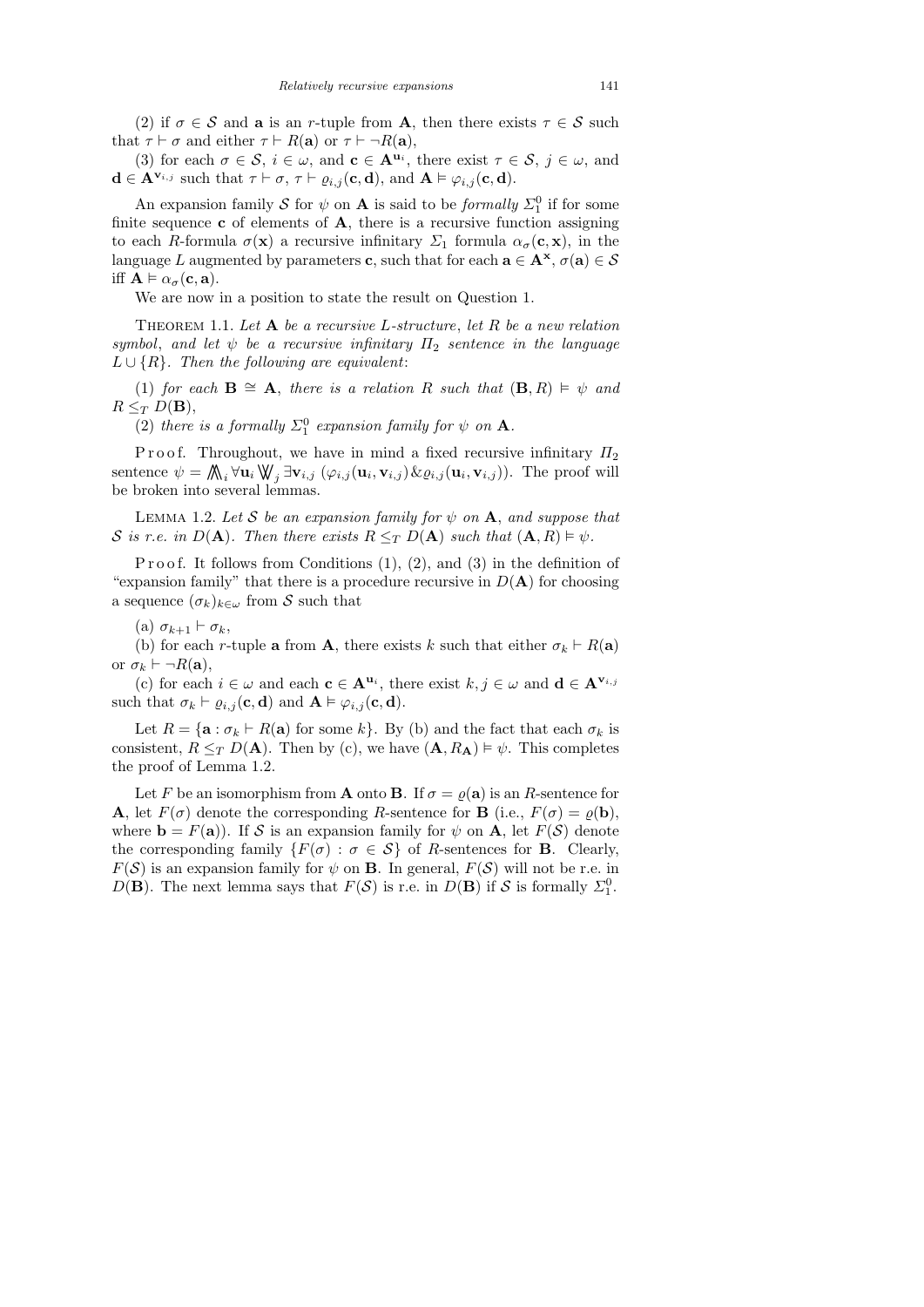(2) if $\sigma \in \mathcal{S}$ and $\mathbf{a}$ is an $r$-tuple from $\mathbf{A}$, then there exists $\tau \in \mathcal{S}$ such that $\tau \vdash \sigma$ and either $\tau \vdash R(\mathbf{a})$ or $\tau \vdash \neg R(\mathbf{a})$,

(3) for each $\sigma \in \mathcal{S}$, $i \in \omega$, and $\mathbf{c} \in \mathbf{A}^{\mathbf{u}_i}$, there exist $\tau \in \mathcal{S}$, $j \in \omega$, and $\mathbf{d} \in \mathbf{A}^{\mathbf{v}_{i,j}}$ such that $\tau \vdash \sigma$, $\tau \vdash \varrho_{i,j}(\mathbf{c}, \mathbf{d})$, and $\mathbf{A} \models \varphi_{i,j}(\mathbf{c}, \mathbf{d})$.

An expansion family $\mathcal{S}$ for $\psi$ on $\mathbf{A}$ is said to be *formally* $\Sigma^0_1$ if for some finite sequence $\mathbf{c}$ of elements of $\mathbf{A}$, there is a recursive function assigning to each $R$-formula $\sigma(\mathbf{x})$ a recursive infinitary $\Sigma_1$ formula $\alpha_\sigma(\mathbf{c}, \mathbf{x})$, in the language $L$ augmented by parameters $\mathbf{c}$, such that for each $\mathbf{a} \in \mathbf{A}^{\mathbf{x}}$, $\sigma(\mathbf{a}) \in \mathcal{S}$ iff $\mathbf{A} \models \alpha_\sigma(\mathbf{c}, \mathbf{a})$.

We are now in a position to state the result on Question 1.

Theorem 1.1. *Let $\mathbf{A}$ be a recursive $L$-structure, let $R$ be a new relation symbol, and let $\psi$ be a recursive infinitary $\Pi_2$ sentence in the language $L \cup \{R\}$. Then the following are equivalent*:

(1) *for each $\mathbf{B} \cong \mathbf{A}$, there is a relation $R$ such that $(\mathbf{B}, R) \models \psi$ and $R \leq_T D(\mathbf{B})$,*

(2) *there is a formally $\Sigma^0_1$ expansion family for $\psi$ on $\mathbf{A}$.*

Proof. Throughout, we have in mind a fixed recursive infinitary $\Pi_2$ sentence $\psi = \bigwedge\!\!\!\bigwedge_i \forall \mathbf{u}_i \bigvee\!\!\!\bigvee_j \exists \mathbf{v}_{i,j} \, (\varphi_{i,j}(\mathbf{u}_i, \mathbf{v}_{i,j}) \,\&\, \varrho_{i,j}(\mathbf{u}_i, \mathbf{v}_{i,j}))$. The proof will be broken into several lemmas.

Lemma 1.2. *Let $\mathcal{S}$ be an expansion family for $\psi$ on $\mathbf{A}$, and suppose that $\mathcal{S}$ is r.e. in $D(\mathbf{A})$. Then there exists $R \leq_T D(\mathbf{A})$ such that $(\mathbf{A}, R) \models \psi$.*

Proof. It follows from Conditions (1), (2), and (3) in the definition of "expansion family" that there is a procedure recursive in $D(\mathbf{A})$ for choosing a sequence $(\sigma_k)_{k \in \omega}$ from $\mathcal{S}$ such that

(a) $\sigma_{k+1} \vdash \sigma_k$,

(b) for each $r$-tuple $\mathbf{a}$ from $\mathbf{A}$, there exists $k$ such that either $\sigma_k \vdash R(\mathbf{a})$ or $\sigma_k \vdash \neg R(\mathbf{a})$,

(c) for each $i \in \omega$ and each $\mathbf{c} \in \mathbf{A}^{\mathbf{u}_i}$, there exist $k, j \in \omega$ and $\mathbf{d} \in \mathbf{A}^{\mathbf{v}_{i,j}}$ such that $\sigma_k \vdash \varrho_{i,j}(\mathbf{c}, \mathbf{d})$ and $\mathbf{A} \models \varphi_{i,j}(\mathbf{c}, \mathbf{d})$.

Let $R = \{\mathbf{a} : \sigma_k \vdash R(\mathbf{a}) \text{ for some } k\}$. By (b) and the fact that each $\sigma_k$ is consistent, $R \leq_T D(\mathbf{A})$. Then by (c), we have $(\mathbf{A}, R_{\mathbf{A}}) \models \psi$. This completes the proof of Lemma 1.2.

Let $F$ be an isomorphism from $\mathbf{A}$ onto $\mathbf{B}$. If $\sigma = \varrho(\mathbf{a})$ is an $R$-sentence for $\mathbf{A}$, let $F(\sigma)$ denote the corresponding $R$-sentence for $\mathbf{B}$ (i.e., $F(\sigma) = \varrho(\mathbf{b})$, where $\mathbf{b} = F(\mathbf{a})$). If $\mathcal{S}$ is an expansion family for $\psi$ on $\mathbf{A}$, let $F(\mathcal{S})$ denote the corresponding family $\{F(\sigma) : \sigma \in \mathcal{S}\}$ of $R$-sentences for $\mathbf{B}$. Clearly, $F(\mathcal{S})$ is an expansion family for $\psi$ on $\mathbf{B}$. In general, $F(\mathcal{S})$ will not be r.e. in $D(\mathbf{B})$. The next lemma says that $F(\mathcal{S})$ is r.e. in $D(\mathbf{B})$ if $\mathcal{S}$ is formally $\Sigma^0_1$.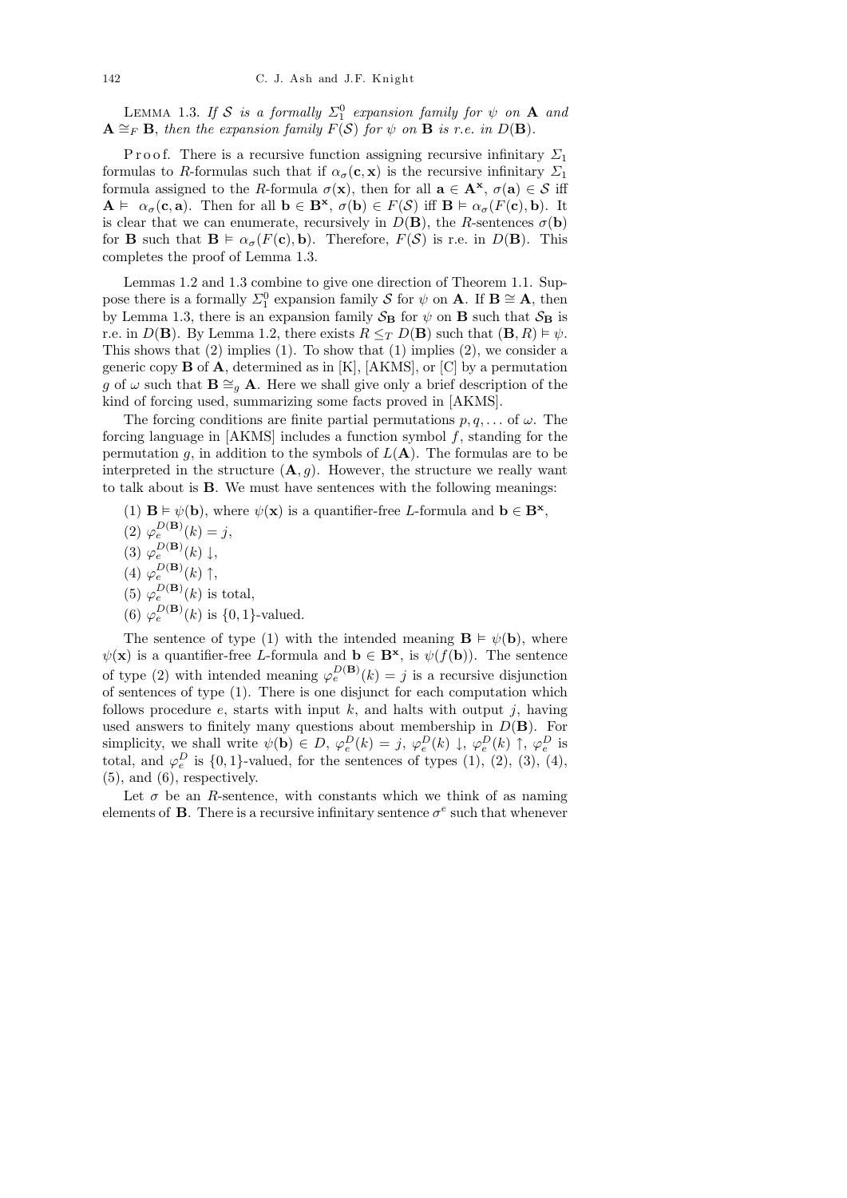LEMMA 1.3. *If $\mathcal{S}$ is a formally $\Sigma^0_1$ expansion family for $\psi$ on $\mathbf{A}$ and $\mathbf{A} \cong_F \mathbf{B}$, then the expansion family $F(\mathcal{S})$ for $\psi$ on $\mathbf{B}$ is r.e. in $D(\mathbf{B})$.*

Proof. There is a recursive function assigning recursive infinitary $\Sigma_1$ formulas to $R$-formulas such that if $\alpha_\sigma(\mathbf{c}, \mathbf{x})$ is the recursive infinitary $\Sigma_1$ formula assigned to the $R$-formula $\sigma(\mathbf{x})$, then for all $\mathbf{a} \in \mathbf{A}^{\mathbf{x}}$, $\sigma(\mathbf{a}) \in \mathcal{S}$ iff $\mathbf{A} \models \alpha_\sigma(\mathbf{c}, \mathbf{a})$. Then for all $\mathbf{b} \in \mathbf{B}^{\mathbf{x}}$, $\sigma(\mathbf{b}) \in F(\mathcal{S})$ iff $\mathbf{B} \models \alpha_\sigma(F(\mathbf{c}), \mathbf{b})$. It is clear that we can enumerate, recursively in $D(\mathbf{B})$, the $R$-sentences $\sigma(\mathbf{b})$ for $\mathbf{B}$ such that $\mathbf{B} \models \alpha_\sigma(F(\mathbf{c}), \mathbf{b})$. Therefore, $F(\mathcal{S})$ is r.e. in $D(\mathbf{B})$. This completes the proof of Lemma 1.3.

Lemmas 1.2 and 1.3 combine to give one direction of Theorem 1.1. Suppose there is a formally $\Sigma^0_1$ expansion family $\mathcal{S}$ for $\psi$ on $\mathbf{A}$. If $\mathbf{B} \cong \mathbf{A}$, then by Lemma 1.3, there is an expansion family $\mathcal{S}_{\mathbf{B}}$ for $\psi$ on $\mathbf{B}$ such that $\mathcal{S}_{\mathbf{B}}$ is r.e. in $D(\mathbf{B})$. By Lemma 1.2, there exists $R \le_T D(\mathbf{B})$ such that $(\mathbf{B}, R) \models \psi$. This shows that (2) implies (1). To show that (1) implies (2), we consider a generic copy $\mathbf{B}$ of $\mathbf{A}$, determined as in [K], [AKMS], or [C] by a permutation $g$ of $\omega$ such that $\mathbf{B} \cong_g \mathbf{A}$. Here we shall give only a brief description of the kind of forcing used, summarizing some facts proved in [AKMS].

The forcing conditions are finite partial permutations $p, q, \ldots$ of $\omega$. The forcing language in [AKMS] includes a function symbol $f$, standing for the permutation $g$, in addition to the symbols of $L(\mathbf{A})$. The formulas are to be interpreted in the structure $(\mathbf{A}, g)$. However, the structure we really want to talk about is $\mathbf{B}$. We must have sentences with the following meanings:

(1) $\mathbf{B} \models \psi(\mathbf{b})$, where $\psi(\mathbf{x})$ is a quantifier-free $L$-formula and $\mathbf{b} \in \mathbf{B}^{\mathbf{x}}$,

(2) $\varphi_e^{D(\mathbf{B})}(k) = j$,

(3) $\varphi_e^{D(\mathbf{B})}(k) \downarrow$,

(4) $\varphi_e^{D(\mathbf{B})}(k) \uparrow$,

(5) $\varphi_e^{D(\mathbf{B})}(k)$ is total,

(6) $\varphi_e^{D(\mathbf{B})}(k)$ is $\{0,1\}$-valued.

The sentence of type (1) with the intended meaning $\mathbf{B} \models \psi(\mathbf{b})$, where $\psi(\mathbf{x})$ is a quantifier-free $L$-formula and $\mathbf{b} \in \mathbf{B}^{\mathbf{x}}$, is $\psi(f(\mathbf{b}))$. The sentence of type (2) with intended meaning $\varphi_e^{D(\mathbf{B})}(k) = j$ is a recursive disjunction of sentences of type (1). There is one disjunct for each computation which follows procedure $e$, starts with input $k$, and halts with output $j$, having used answers to finitely many questions about membership in $D(\mathbf{B})$. For simplicity, we shall write $\psi(\mathbf{b}) \in D$, $\varphi_e^D(k) = j$, $\varphi_e^D(k) \downarrow$, $\varphi_e^D(k) \uparrow$, $\varphi_e^D$ is total, and $\varphi_e^D$ is $\{0,1\}$-valued, for the sentences of types (1), (2), (3), (4), (5), and (6), respectively.

Let $\sigma$ be an $R$-sentence, with constants which we think of as naming elements of $\mathbf{B}$. There is a recursive infinitary sentence $\sigma^e$ such that whenever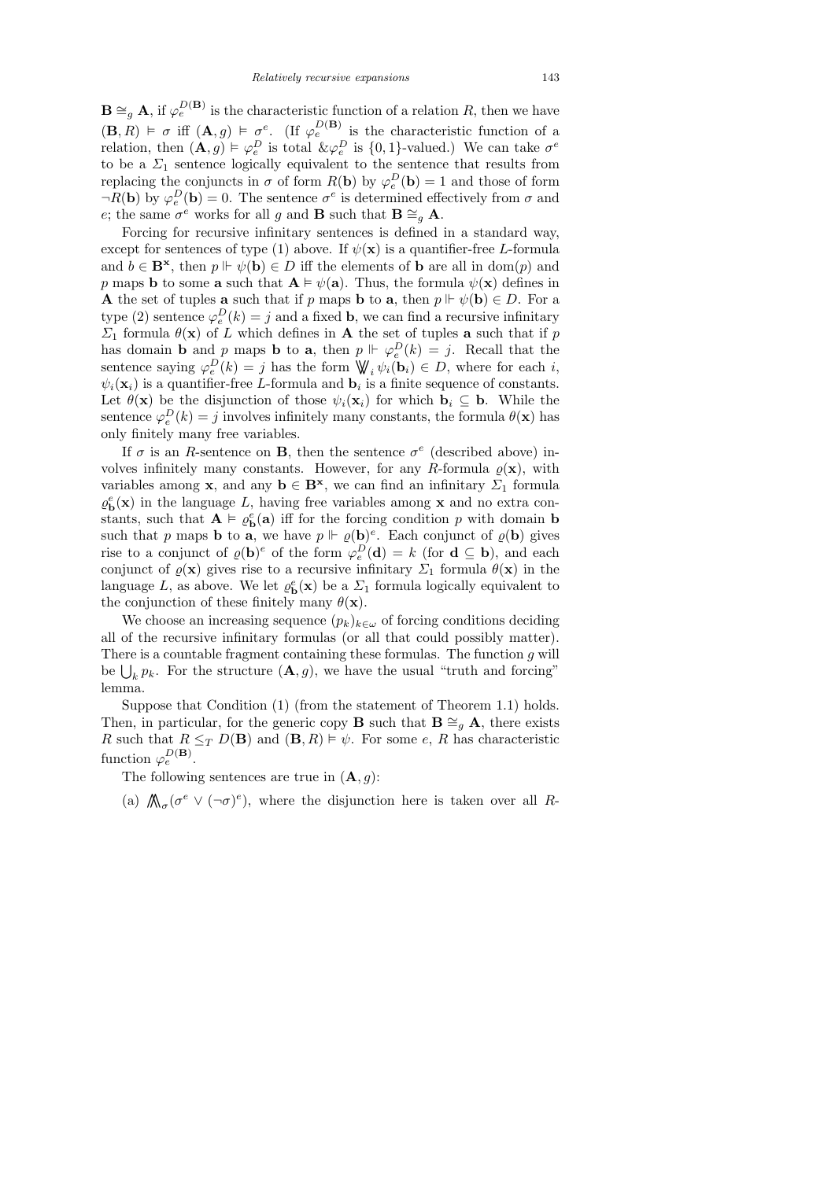$\mathbf{B} \cong_g \mathbf{A}$, if $\varphi_e^{D(\mathbf{B})}$ is the characteristic function of a relation $R$, then we have $(\mathbf{B}, R) \models \sigma$ iff $(\mathbf{A}, g) \models \sigma^e$. (If $\varphi_e^{D(\mathbf{B})}$ is the characteristic function of a relation, then $(\mathbf{A}, g) \models \varphi_e^D$ is total $\&\varphi_e^D$ is $\{0,1\}$-valued.) We can take $\sigma^e$ to be a $\Sigma_1$ sentence logically equivalent to the sentence that results from replacing the conjuncts in $\sigma$ of form $R(\mathbf{b})$ by $\varphi_e^D(\mathbf{b}) = 1$ and those of form $\neg R(\mathbf{b})$ by $\varphi_e^D(\mathbf{b}) = 0$. The sentence $\sigma^e$ is determined effectively from $\sigma$ and $e$; the same $\sigma^e$ works for all $g$ and $\mathbf{B}$ such that $\mathbf{B} \cong_g \mathbf{A}$.

Forcing for recursive infinitary sentences is defined in a standard way, except for sentences of type (1) above. If $\psi(\mathbf{x})$ is a quantifier-free $L$-formula and $b \in \mathbf{B}^{\mathbf{x}}$, then $p \Vdash \psi(\mathbf{b}) \in D$ iff the elements of $\mathbf{b}$ are all in $\mathrm{dom}(p)$ and $p$ maps $\mathbf{b}$ to some $\mathbf{a}$ such that $\mathbf{A} \models \psi(\mathbf{a})$. Thus, the formula $\psi(\mathbf{x})$ defines in $\mathbf{A}$ the set of tuples $\mathbf{a}$ such that if $p$ maps $\mathbf{b}$ to $\mathbf{a}$, then $p \Vdash \psi(\mathbf{b}) \in D$. For a type (2) sentence $\varphi_e^D(k) = j$ and a fixed $\mathbf{b}$, we can find a recursive infinitary $\Sigma_1$ formula $\theta(\mathbf{x})$ of $L$ which defines in $\mathbf{A}$ the set of tuples $\mathbf{a}$ such that if $p$ has domain $\mathbf{b}$ and $p$ maps $\mathbf{b}$ to $\mathbf{a}$, then $p \Vdash \varphi_e^D(k) = j$. Recall that the sentence saying $\varphi_e^D(k) = j$ has the form $\bigvee\!\!\!\bigvee_i \psi_i(\mathbf{b}_i) \in D$, where for each $i$, $\psi_i(\mathbf{x}_i)$ is a quantifier-free $L$-formula and $\mathbf{b}_i$ is a finite sequence of constants. Let $\theta(\mathbf{x})$ be the disjunction of those $\psi_i(\mathbf{x}_i)$ for which $\mathbf{b}_i \subseteq \mathbf{b}$. While the sentence $\varphi_e^D(k) = j$ involves infinitely many constants, the formula $\theta(\mathbf{x})$ has only finitely many free variables.

If $\sigma$ is an $R$-sentence on $\mathbf{B}$, then the sentence $\sigma^e$ (described above) involves infinitely many constants. However, for any $R$-formula $\varrho(\mathbf{x})$, with variables among $\mathbf{x}$, and any $\mathbf{b} \in \mathbf{B}^{\mathbf{x}}$, we can find an infinitary $\Sigma_1$ formula $\varrho_{\mathbf{b}}^e(\mathbf{x})$ in the language $L$, having free variables among $\mathbf{x}$ and no extra constants, such that $\mathbf{A} \models \varrho_{\mathbf{b}}^e(\mathbf{a})$ iff for the forcing condition $p$ with domain $\mathbf{b}$ such that $p$ maps $\mathbf{b}$ to $\mathbf{a}$, we have $p \Vdash \varrho(\mathbf{b})^e$. Each conjunct of $\varrho(\mathbf{b})$ gives rise to a conjunct of $\varrho(\mathbf{b})^e$ of the form $\varphi_e^D(\mathbf{d}) = k$ (for $\mathbf{d} \subseteq \mathbf{b}$), and each conjunct of $\varrho(\mathbf{x})$ gives rise to a recursive infinitary $\Sigma_1$ formula $\theta(\mathbf{x})$ in the language $L$, as above. We let $\varrho_{\mathbf{b}}^e(\mathbf{x})$ be a $\Sigma_1$ formula logically equivalent to the conjunction of these finitely many $\theta(\mathbf{x})$.

We choose an increasing sequence $(p_k)_{k\in\omega}$ of forcing conditions deciding all of the recursive infinitary formulas (or all that could possibly matter). There is a countable fragment containing these formulas. The function $g$ will be $\bigcup_k p_k$. For the structure $(\mathbf{A}, g)$, we have the usual "truth and forcing" lemma.

Suppose that Condition (1) (from the statement of Theorem 1.1) holds. Then, in particular, for the generic copy $\mathbf{B}$ such that $\mathbf{B} \cong_g \mathbf{A}$, there exists $R$ such that $R \leq_T D(\mathbf{B})$ and $(\mathbf{B}, R) \models \psi$. For some $e$, $R$ has characteristic function $\varphi_e^{D(\mathbf{B})}$.

The following sentences are true in $(\mathbf{A}, g)$:

(a) $\bigwedge\!\!\!\bigwedge_\sigma (\sigma^e \vee (\neg\sigma)^e)$, where the disjunction here is taken over all $R$-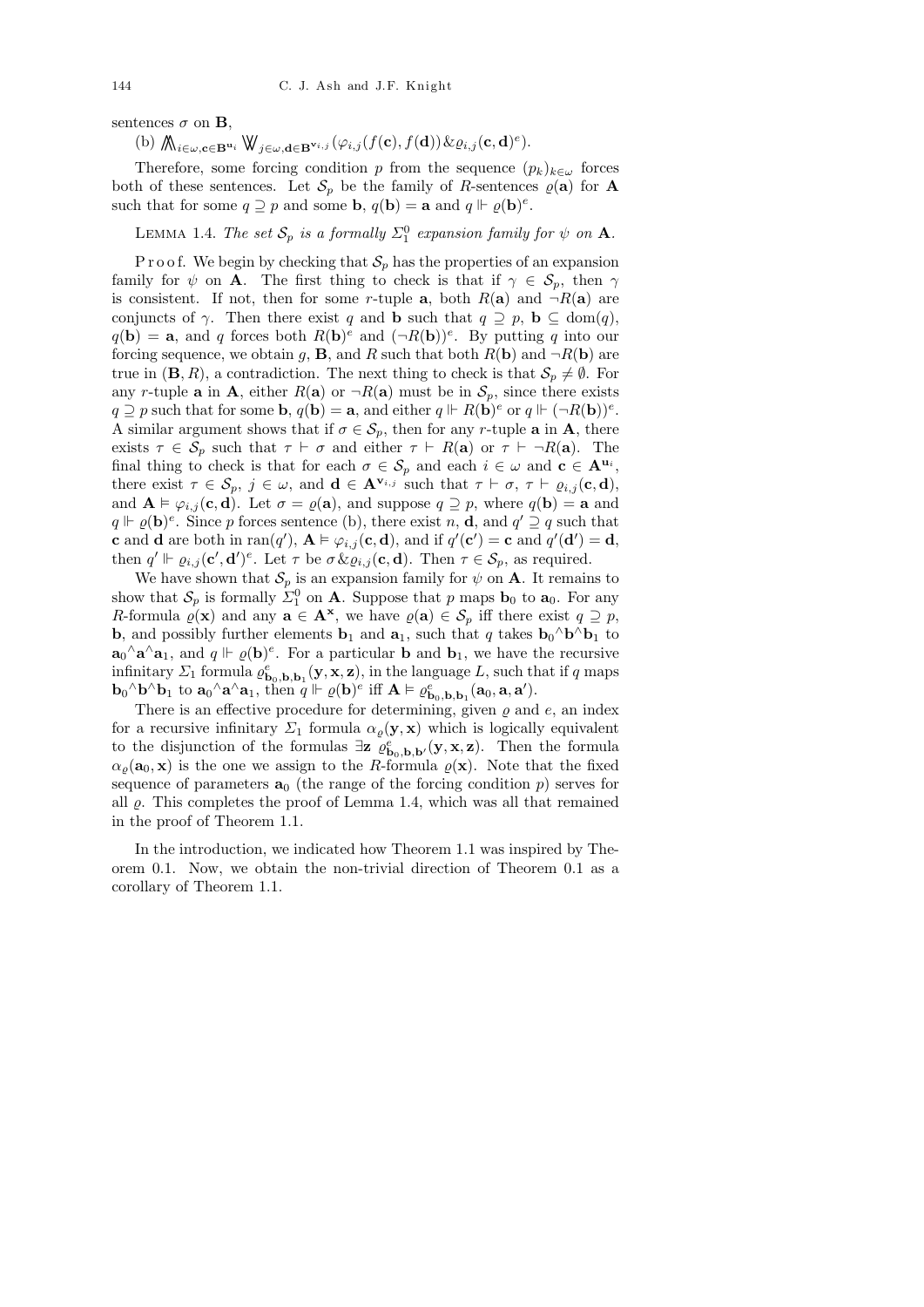sentences $\sigma$ on $\mathbf{B}$,

(b) $\bigwedge\!\!\!\bigwedge_{i\in\omega,\mathbf{c}\in\mathbf{B}^{\mathbf{u}_i}} \bigvee\!\!\!\bigvee_{j\in\omega,\mathbf{d}\in\mathbf{B}^{\mathbf{v}_{i,j}}} (\varphi_{i,j}(f(\mathbf{c}), f(\mathbf{d}))\,\&\,\varrho_{i,j}(\mathbf{c},\mathbf{d})^e)$.

Therefore, some forcing condition $p$ from the sequence $(p_k)_{k\in\omega}$ forces both of these sentences. Let $\mathcal{S}_p$ be the family of $R$-sentences $\varrho(\mathbf{a})$ for $\mathbf{A}$ such that for some $q \supseteq p$ and some $\mathbf{b}$, $q(\mathbf{b}) = \mathbf{a}$ and $q \Vdash \varrho(\mathbf{b})^e$.

Lemma 1.4. *The set $\mathcal{S}_p$ is a formally $\Sigma^0_1$ expansion family for $\psi$ on $\mathbf{A}$.*

Proof. We begin by checking that $\mathcal{S}_p$ has the properties of an expansion family for $\psi$ on $\mathbf{A}$. The first thing to check is that if $\gamma \in \mathcal{S}_p$, then $\gamma$ is consistent. If not, then for some $r$-tuple $\mathbf{a}$, both $R(\mathbf{a})$ and $\neg R(\mathbf{a})$ are conjuncts of $\gamma$. Then there exist $q$ and $\mathbf{b}$ such that $q \supseteq p$, $\mathbf{b} \subseteq \mathrm{dom}(q)$, $q(\mathbf{b}) = \mathbf{a}$, and $q$ forces both $R(\mathbf{b})^e$ and $(\neg R(\mathbf{b}))^e$. By putting $q$ into our forcing sequence, we obtain $g$, $\mathbf{B}$, and $R$ such that both $R(\mathbf{b})$ and $\neg R(\mathbf{b})$ are true in $(\mathbf{B}, R)$, a contradiction. The next thing to check is that $\mathcal{S}_p \neq \emptyset$. For any $r$-tuple $\mathbf{a}$ in $\mathbf{A}$, either $R(\mathbf{a})$ or $\neg R(\mathbf{a})$ must be in $\mathcal{S}_p$, since there exists $q \supseteq p$ such that for some $\mathbf{b}$, $q(\mathbf{b}) = \mathbf{a}$, and either $q \Vdash R(\mathbf{b})^e$ or $q \Vdash (\neg R(\mathbf{b}))^e$. A similar argument shows that if $\sigma \in \mathcal{S}_p$, then for any $r$-tuple $\mathbf{a}$ in $\mathbf{A}$, there exists $\tau \in \mathcal{S}_p$ such that $\tau \vdash \sigma$ and either $\tau \vdash R(\mathbf{a})$ or $\tau \vdash \neg R(\mathbf{a})$. The final thing to check is that for each $\sigma \in \mathcal{S}_p$ and each $i \in \omega$ and $\mathbf{c} \in \mathbf{A}^{\mathbf{u}_i}$, there exist $\tau \in \mathcal{S}_p$, $j \in \omega$, and $\mathbf{d} \in \mathbf{A}^{\mathbf{v}_{i,j}}$ such that $\tau \vdash \sigma$, $\tau \vdash \varrho_{i,j}(\mathbf{c},\mathbf{d})$, and $\mathbf{A} \models \varphi_{i,j}(\mathbf{c},\mathbf{d})$. Let $\sigma = \varrho(\mathbf{a})$, and suppose $q \supseteq p$, where $q(\mathbf{b}) = \mathbf{a}$ and $q \Vdash \varrho(\mathbf{b})^e$. Since $p$ forces sentence (b), there exist $n$, $\mathbf{d}$, and $q' \supseteq q$ such that $\mathbf{c}$ and $\mathbf{d}$ are both in $\mathrm{ran}(q')$, $\mathbf{A} \models \varphi_{i,j}(\mathbf{c},\mathbf{d})$, and if $q'(\mathbf{c}') = \mathbf{c}$ and $q'(\mathbf{d}') = \mathbf{d}$, then $q' \Vdash \varrho_{i,j}(\mathbf{c}',\mathbf{d}')^e$. Let $\tau$ be $\sigma\,\&\,\varrho_{i,j}(\mathbf{c},\mathbf{d})$. Then $\tau \in \mathcal{S}_p$, as required.

We have shown that $\mathcal{S}_p$ is an expansion family for $\psi$ on $\mathbf{A}$. It remains to show that $\mathcal{S}_p$ is formally $\Sigma^0_1$ on $\mathbf{A}$. Suppose that $p$ maps $\mathbf{b}_0$ to $\mathbf{a}_0$. For any $R$-formula $\varrho(\mathbf{x})$ and any $\mathbf{a} \in \mathbf{A}^{\mathbf{x}}$, we have $\varrho(\mathbf{a}) \in \mathcal{S}_p$ iff there exist $q \supseteq p$, $\mathbf{b}$, and possibly further elements $\mathbf{b}_1$ and $\mathbf{a}_1$, such that $q$ takes $\mathbf{b}_0{}^\frown\mathbf{b}^\frown\mathbf{b}_1$ to $\mathbf{a}_0{}^\frown\mathbf{a}^\frown\mathbf{a}_1$, and $q \Vdash \varrho(\mathbf{b})^e$. For a particular $\mathbf{b}$ and $\mathbf{b}_1$, we have the recursive infinitary $\Sigma_1$ formula $\varrho^e_{\mathbf{b}_0,\mathbf{b},\mathbf{b}_1}(\mathbf{y},\mathbf{x},\mathbf{z})$, in the language $L$, such that if $q$ maps $\mathbf{b}_0{}^\frown\mathbf{b}^\frown\mathbf{b}_1$ to $\mathbf{a}_0{}^\frown\mathbf{a}^\frown\mathbf{a}_1$, then $q \Vdash \varrho(\mathbf{b})^e$ iff $\mathbf{A} \models \varrho^e_{\mathbf{b}_0,\mathbf{b},\mathbf{b}_1}(\mathbf{a}_0,\mathbf{a},\mathbf{a}')$.

There is an effective procedure for determining, given $\varrho$ and $e$, an index for a recursive infinitary $\Sigma_1$ formula $\alpha_\varrho(\mathbf{y},\mathbf{x})$ which is logically equivalent to the disjunction of the formulas $\exists\mathbf{z}\ \varrho^e_{\mathbf{b}_0,\mathbf{b},\mathbf{b}'}(\mathbf{y},\mathbf{x},\mathbf{z})$. Then the formula $\alpha_\varrho(\mathbf{a}_0,\mathbf{x})$ is the one we assign to the $R$-formula $\varrho(\mathbf{x})$. Note that the fixed sequence of parameters $\mathbf{a}_0$ (the range of the forcing condition $p$) serves for all $\varrho$. This completes the proof of Lemma 1.4, which was all that remained in the proof of Theorem 1.1.

In the introduction, we indicated how Theorem 1.1 was inspired by Theorem 0.1. Now, we obtain the non-trivial direction of Theorem 0.1 as a corollary of Theorem 1.1.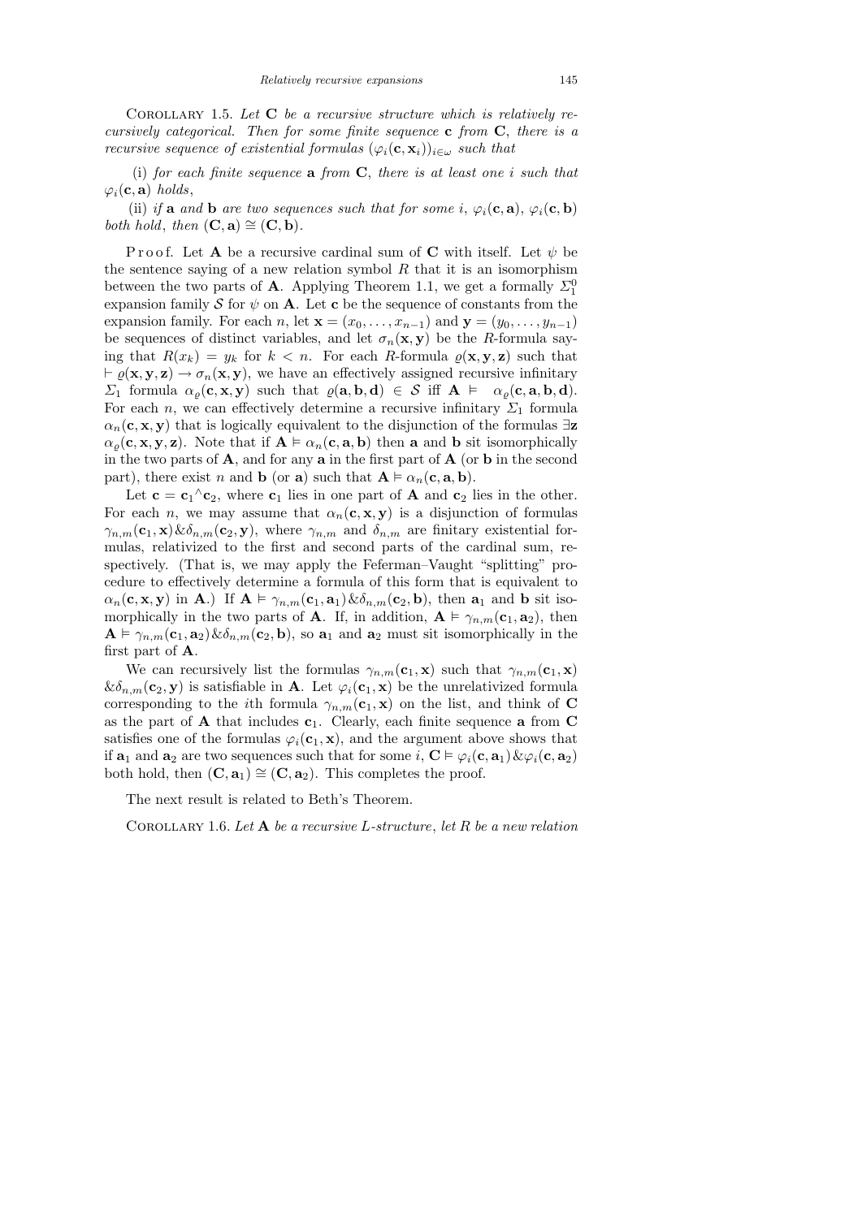Corollary 1.5. *Let* $\mathbf{C}$ *be a recursive structure which is relatively recursively categorical. Then for some finite sequence* $\mathbf{c}$ *from* $\mathbf{C}$, *there is a recursive sequence of existential formulas* $(\varphi_i(\mathbf{c},\mathbf{x}_i))_{i\in\omega}$ *such that*

(i) *for each finite sequence* $\mathbf{a}$ *from* $\mathbf{C}$, *there is at least one* $i$ *such that* $\varphi_i(\mathbf{c},\mathbf{a})$ *holds*,

(ii) *if* $\mathbf{a}$ *and* $\mathbf{b}$ *are two sequences such that for some* $i$, $\varphi_i(\mathbf{c},\mathbf{a})$, $\varphi_i(\mathbf{c},\mathbf{b})$ *both hold*, *then* $(\mathbf{C},\mathbf{a})\cong(\mathbf{C},\mathbf{b})$.

Proof. Let $\mathbf{A}$ be a recursive cardinal sum of $\mathbf{C}$ with itself. Let $\psi$ be the sentence saying of a new relation symbol $R$ that it is an isomorphism between the two parts of $\mathbf{A}$. Applying Theorem 1.1, we get a formally $\Sigma^0_1$ expansion family $\mathcal{S}$ for $\psi$ on $\mathbf{A}$. Let $\mathbf{c}$ be the sequence of constants from the expansion family. For each $n$, let $\mathbf{x}=(x_0,\ldots,x_{n-1})$ and $\mathbf{y}=(y_0,\ldots,y_{n-1})$ be sequences of distinct variables, and let $\sigma_n(\mathbf{x},\mathbf{y})$ be the $R$-formula saying that $R(x_k)=y_k$ for $k<n$. For each $R$-formula $\varrho(\mathbf{x},\mathbf{y},\mathbf{z})$ such that $\vdash\varrho(\mathbf{x},\mathbf{y},\mathbf{z})\rightarrow\sigma_n(\mathbf{x},\mathbf{y})$, we have an effectively assigned recursive infinitary $\Sigma_1$ formula $\alpha_\varrho(\mathbf{c},\mathbf{x},\mathbf{y})$ such that $\varrho(\mathbf{a},\mathbf{b},\mathbf{d})\in\mathcal{S}$ iff $\mathbf{A}\vDash\ \alpha_\varrho(\mathbf{c},\mathbf{a},\mathbf{b},\mathbf{d})$. For each $n$, we can effectively determine a recursive infinitary $\Sigma_1$ formula $\alpha_n(\mathbf{c},\mathbf{x},\mathbf{y})$ that is logically equivalent to the disjunction of the formulas $\exists\mathbf{z}\ \alpha_\varrho(\mathbf{c},\mathbf{x},\mathbf{y},\mathbf{z})$. Note that if $\mathbf{A}\vDash\alpha_n(\mathbf{c},\mathbf{a},\mathbf{b})$ then $\mathbf{a}$ and $\mathbf{b}$ sit isomorphically in the two parts of $\mathbf{A}$, and for any $\mathbf{a}$ in the first part of $\mathbf{A}$ (or $\mathbf{b}$ in the second part), there exist $n$ and $\mathbf{b}$ (or $\mathbf{a}$) such that $\mathbf{A}\vDash\alpha_n(\mathbf{c},\mathbf{a},\mathbf{b})$.

Let $\mathbf{c}=\mathbf{c}_1{}^\wedge\mathbf{c}_2$, where $\mathbf{c}_1$ lies in one part of $\mathbf{A}$ and $\mathbf{c}_2$ lies in the other. For each $n$, we may assume that $\alpha_n(\mathbf{c},\mathbf{x},\mathbf{y})$ is a disjunction of formulas $\gamma_{n,m}(\mathbf{c}_1,\mathbf{x})\&\delta_{n,m}(\mathbf{c}_2,\mathbf{y})$, where $\gamma_{n,m}$ and $\delta_{n,m}$ are finitary existential formulas, relativized to the first and second parts of the cardinal sum, respectively. (That is, we may apply the Feferman–Vaught "splitting" procedure to effectively determine a formula of this form that is equivalent to $\alpha_n(\mathbf{c},\mathbf{x},\mathbf{y})$ in $\mathbf{A}$.) If $\mathbf{A}\vDash\gamma_{n,m}(\mathbf{c}_1,\mathbf{a}_1)\&\delta_{n,m}(\mathbf{c}_2,\mathbf{b})$, then $\mathbf{a}_1$ and $\mathbf{b}$ sit isomorphically in the two parts of $\mathbf{A}$. If, in addition, $\mathbf{A}\vDash\gamma_{n,m}(\mathbf{c}_1,\mathbf{a}_2)$, then $\mathbf{A}\vDash\gamma_{n,m}(\mathbf{c}_1,\mathbf{a}_2)\&\delta_{n,m}(\mathbf{c}_2,\mathbf{b})$, so $\mathbf{a}_1$ and $\mathbf{a}_2$ must sit isomorphically in the first part of $\mathbf{A}$.

We can recursively list the formulas $\gamma_{n,m}(\mathbf{c}_1,\mathbf{x})$ such that $\gamma_{n,m}(\mathbf{c}_1,\mathbf{x})\ \&\delta_{n,m}(\mathbf{c}_2,\mathbf{y})$ is satisfiable in $\mathbf{A}$. Let $\varphi_i(\mathbf{c}_1,\mathbf{x})$ be the unrelativized formula corresponding to the $i$th formula $\gamma_{n,m}(\mathbf{c}_1,\mathbf{x})$ on the list, and think of $\mathbf{C}$ as the part of $\mathbf{A}$ that includes $\mathbf{c}_1$. Clearly, each finite sequence $\mathbf{a}$ from $\mathbf{C}$ satisfies one of the formulas $\varphi_i(\mathbf{c}_1,\mathbf{x})$, and the argument above shows that if $\mathbf{a}_1$ and $\mathbf{a}_2$ are two sequences such that for some $i$, $\mathbf{C}\vDash\varphi_i(\mathbf{c},\mathbf{a}_1)\&\varphi_i(\mathbf{c},\mathbf{a}_2)$ both hold, then $(\mathbf{C},\mathbf{a}_1)\cong(\mathbf{C},\mathbf{a}_2)$. This completes the proof.

The next result is related to Beth's Theorem.

Corollary 1.6. *Let* $\mathbf{A}$ *be a recursive* $L$-*structure*, *let* $R$ *be a new relation*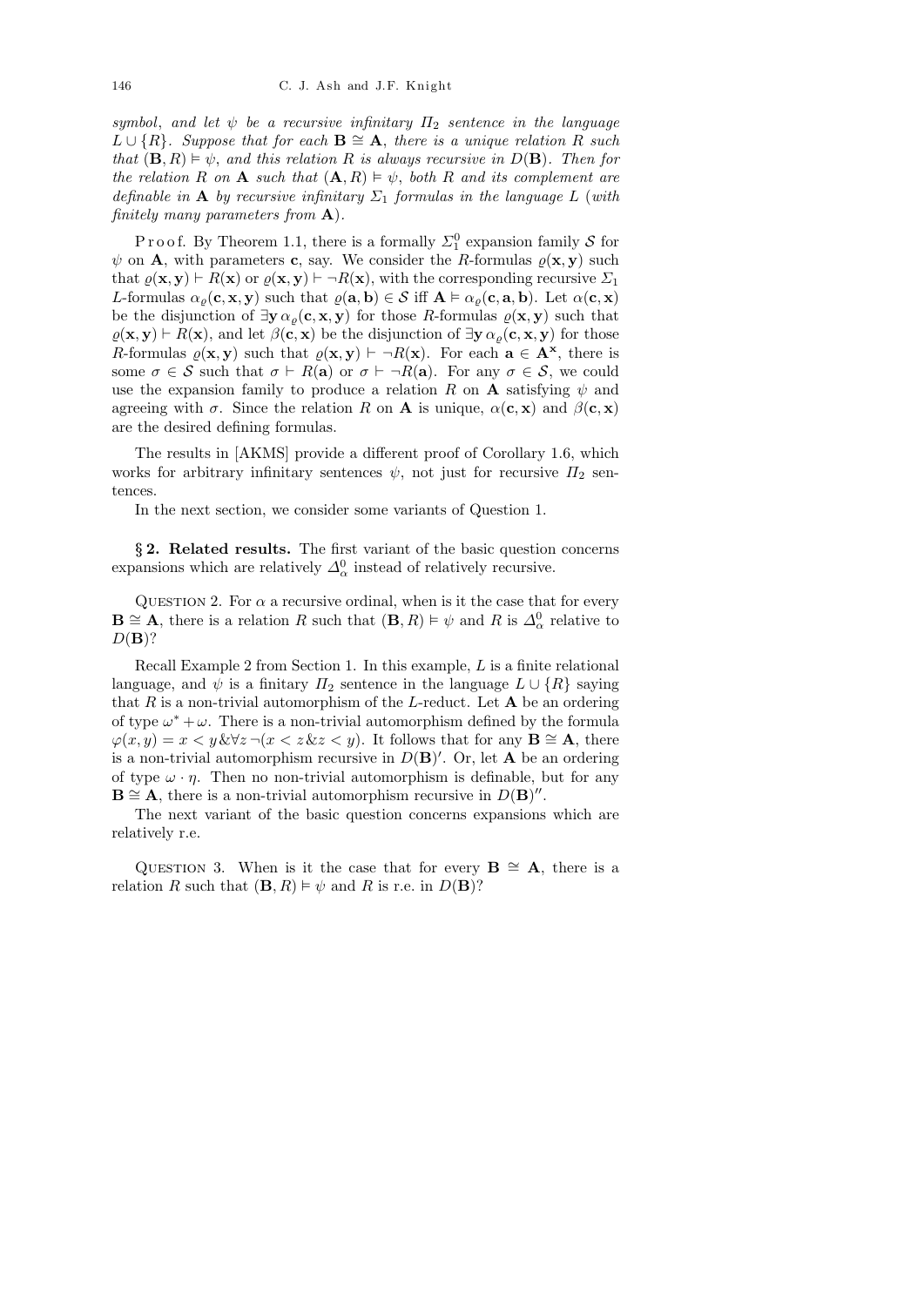*symbol, and let $\psi$ be a recursive infinitary $\Pi_2$ sentence in the language $L \cup \{R\}$. Suppose that for each $\mathbf{B} \cong \mathbf{A}$, there is a unique relation $R$ such that $(\mathbf{B}, R) \models \psi$, and this relation $R$ is always recursive in $D(\mathbf{B})$. Then for the relation $R$ on $\mathbf{A}$ such that $(\mathbf{A}, R) \models \psi$, both $R$ and its complement are definable in $\mathbf{A}$ by recursive infinitary $\Sigma_1$ formulas in the language $L$ (with finitely many parameters from $\mathbf{A}$).*

Proof. By Theorem 1.1, there is a formally $\Sigma_1^0$ expansion family $\mathcal{S}$ for $\psi$ on $\mathbf{A}$, with parameters $\mathbf{c}$, say. We consider the $R$-formulas $\varrho(\mathbf{x}, \mathbf{y})$ such that $\varrho(\mathbf{x}, \mathbf{y}) \vdash R(\mathbf{x})$ or $\varrho(\mathbf{x}, \mathbf{y}) \vdash \neg R(\mathbf{x})$, with the corresponding recursive $\Sigma_1$ $L$-formulas $\alpha_\varrho(\mathbf{c}, \mathbf{x}, \mathbf{y})$ such that $\varrho(\mathbf{a}, \mathbf{b}) \in \mathcal{S}$ iff $\mathbf{A} \models \alpha_\varrho(\mathbf{c}, \mathbf{a}, \mathbf{b})$. Let $\alpha(\mathbf{c}, \mathbf{x})$ be the disjunction of $\exists \mathbf{y}\, \alpha_\varrho(\mathbf{c}, \mathbf{x}, \mathbf{y})$ for those $R$-formulas $\varrho(\mathbf{x}, \mathbf{y})$ such that $\varrho(\mathbf{x}, \mathbf{y}) \vdash R(\mathbf{x})$, and let $\beta(\mathbf{c}, \mathbf{x})$ be the disjunction of $\exists \mathbf{y}\, \alpha_\varrho(\mathbf{c}, \mathbf{x}, \mathbf{y})$ for those $R$-formulas $\varrho(\mathbf{x}, \mathbf{y})$ such that $\varrho(\mathbf{x}, \mathbf{y}) \vdash \neg R(\mathbf{x})$. For each $\mathbf{a} \in \mathbf{A}^{\mathbf{x}}$, there is some $\sigma \in \mathcal{S}$ such that $\sigma \vdash R(\mathbf{a})$ or $\sigma \vdash \neg R(\mathbf{a})$. For any $\sigma \in \mathcal{S}$, we could use the expansion family to produce a relation $R$ on $\mathbf{A}$ satisfying $\psi$ and agreeing with $\sigma$. Since the relation $R$ on $\mathbf{A}$ is unique, $\alpha(\mathbf{c}, \mathbf{x})$ and $\beta(\mathbf{c}, \mathbf{x})$ are the desired defining formulas.

The results in [AKMS] provide a different proof of Corollary 1.6, which works for arbitrary infinitary sentences $\psi$, not just for recursive $\Pi_2$ sentences.

In the next section, we consider some variants of Question 1.

## § 2. Related results.

The first variant of the basic question concerns expansions which are relatively $\Delta_\alpha^0$ instead of relatively recursive.

Question 2. For $\alpha$ a recursive ordinal, when is it the case that for every $\mathbf{B} \cong \mathbf{A}$, there is a relation $R$ such that $(\mathbf{B}, R) \models \psi$ and $R$ is $\Delta_\alpha^0$ relative to $D(\mathbf{B})$?

Recall Example 2 from Section 1. In this example, $L$ is a finite relational language, and $\psi$ is a finitary $\Pi_2$ sentence in the language $L \cup \{R\}$ saying that $R$ is a non-trivial automorphism of the $L$-reduct. Let $\mathbf{A}$ be an ordering of type $\omega^* + \omega$. There is a non-trivial automorphism defined by the formula $\varphi(x, y) = x < y \,\&\, \forall z\, \neg(x < z \,\&\, z < y)$. It follows that for any $\mathbf{B} \cong \mathbf{A}$, there is a non-trivial automorphism recursive in $D(\mathbf{B})'$. Or, let $\mathbf{A}$ be an ordering of type $\omega \cdot \eta$. Then no non-trivial automorphism is definable, but for any $\mathbf{B} \cong \mathbf{A}$, there is a non-trivial automorphism recursive in $D(\mathbf{B})''$.

The next variant of the basic question concerns expansions which are relatively r.e.

Question 3. When is it the case that for every $\mathbf{B} \cong \mathbf{A}$, there is a relation $R$ such that $(\mathbf{B}, R) \models \psi$ and $R$ is r.e. in $D(\mathbf{B})$?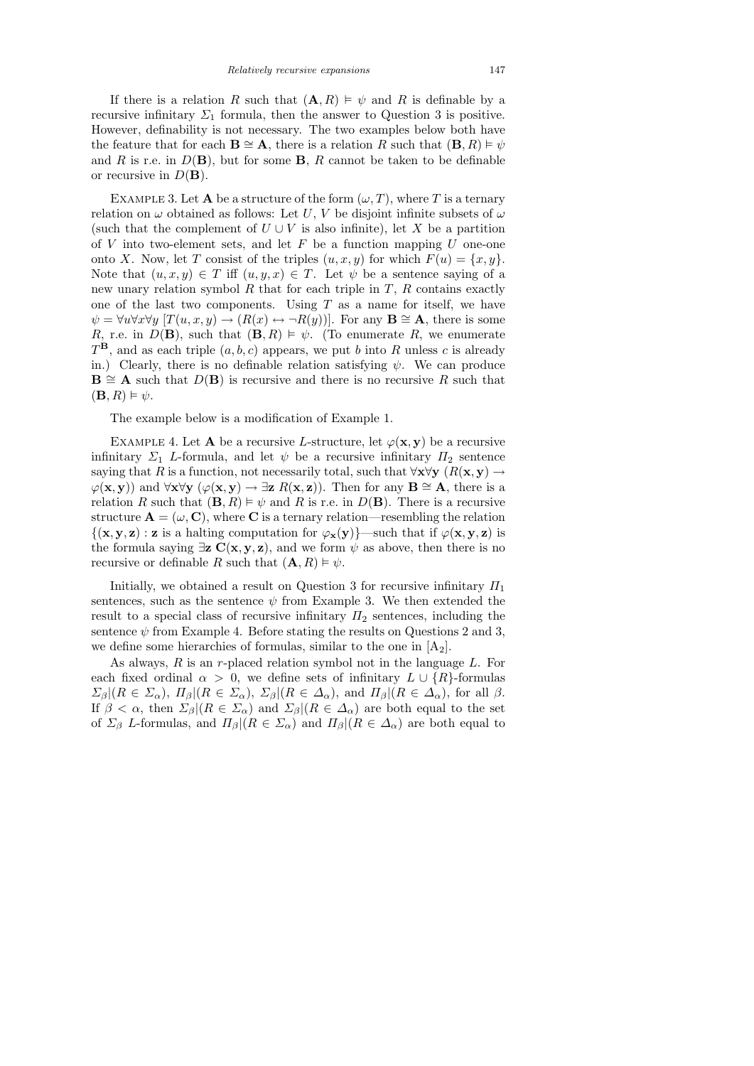If there is a relation $R$ such that $(\mathbf{A}, R) \models \psi$ and $R$ is definable by a recursive infinitary $\Sigma_1$ formula, then the answer to Question 3 is positive. However, definability is not necessary. The two examples below both have the feature that for each $\mathbf{B} \cong \mathbf{A}$, there is a relation $R$ such that $(\mathbf{B}, R) \models \psi$ and $R$ is r.e. in $D(\mathbf{B})$, but for some $\mathbf{B}$, $R$ cannot be taken to be definable or recursive in $D(\mathbf{B})$.

Example 3. Let $\mathbf{A}$ be a structure of the form $(\omega, T)$, where $T$ is a ternary relation on $\omega$ obtained as follows: Let $U$, $V$ be disjoint infinite subsets of $\omega$ (such that the complement of $U \cup V$ is also infinite), let $X$ be a partition of $V$ into two-element sets, and let $F$ be a function mapping $U$ one-one onto $X$. Now, let $T$ consist of the triples $(u, x, y)$ for which $F(u) = \{x, y\}$. Note that $(u, x, y) \in T$ iff $(u, y, x) \in T$. Let $\psi$ be a sentence saying of a new unary relation symbol $R$ that for each triple in $T$, $R$ contains exactly one of the last two components. Using $T$ as a name for itself, we have $\psi = \forall u \forall x \forall y\ [T(u, x, y) \to (R(x) \leftrightarrow \neg R(y))]$. For any $\mathbf{B} \cong \mathbf{A}$, there is some $R$, r.e. in $D(\mathbf{B})$, such that $(\mathbf{B}, R) \models \psi$. (To enumerate $R$, we enumerate $T^{\mathbf{B}}$, and as each triple $(a, b, c)$ appears, we put $b$ into $R$ unless $c$ is already in.) Clearly, there is no definable relation satisfying $\psi$. We can produce $\mathbf{B} \cong \mathbf{A}$ such that $D(\mathbf{B})$ is recursive and there is no recursive $R$ such that $(\mathbf{B}, R) \models \psi$.

The example below is a modification of Example 1.

Example 4. Let $\mathbf{A}$ be a recursive $L$-structure, let $\varphi(\mathbf{x}, \mathbf{y})$ be a recursive infinitary $\Sigma_1$ $L$-formula, and let $\psi$ be a recursive infinitary $\Pi_2$ sentence saying that $R$ is a function, not necessarily total, such that $\forall \mathbf{x} \forall \mathbf{y}\ (R(\mathbf{x}, \mathbf{y}) \to \varphi(\mathbf{x}, \mathbf{y}))$ and $\forall \mathbf{x} \forall \mathbf{y}\ (\varphi(\mathbf{x}, \mathbf{y}) \to \exists \mathbf{z}\ R(\mathbf{x}, \mathbf{z}))$. Then for any $\mathbf{B} \cong \mathbf{A}$, there is a relation $R$ such that $(\mathbf{B}, R) \models \psi$ and $R$ is r.e. in $D(\mathbf{B})$. There is a recursive structure $\mathbf{A} = (\omega, \mathbf{C})$, where $\mathbf{C}$ is a ternary relation—resembling the relation $\{(\mathbf{x}, \mathbf{y}, \mathbf{z}) : \mathbf{z}$ is a halting computation for $\varphi_{\mathbf{x}}(\mathbf{y})\}$—such that if $\varphi(\mathbf{x}, \mathbf{y}, \mathbf{z})$ is the formula saying $\exists \mathbf{z}\ \mathbf{C}(\mathbf{x}, \mathbf{y}, \mathbf{z})$, and we form $\psi$ as above, then there is no recursive or definable $R$ such that $(\mathbf{A}, R) \models \psi$.

Initially, we obtained a result on Question 3 for recursive infinitary $\Pi_1$ sentences, such as the sentence $\psi$ from Example 3. We then extended the result to a special class of recursive infinitary $\Pi_2$ sentences, including the sentence $\psi$ from Example 4. Before stating the results on Questions 2 and 3, we define some hierarchies of formulas, similar to the one in [$\mathrm{A}_2$].

As always, $R$ is an $r$-placed relation symbol not in the language $L$. For each fixed ordinal $\alpha > 0$, we define sets of infinitary $L \cup \{R\}$-formulas $\Sigma_\beta|(R \in \Sigma_\alpha)$, $\Pi_\beta|(R \in \Sigma_\alpha)$, $\Sigma_\beta|(R \in \Delta_\alpha)$, and $\Pi_\beta|(R \in \Delta_\alpha)$, for all $\beta$. If $\beta < \alpha$, then $\Sigma_\beta|(R \in \Sigma_\alpha)$ and $\Sigma_\beta|(R \in \Delta_\alpha)$ are both equal to the set of $\Sigma_\beta$ $L$-formulas, and $\Pi_\beta|(R \in \Sigma_\alpha)$ and $\Pi_\beta|(R \in \Delta_\alpha)$ are both equal to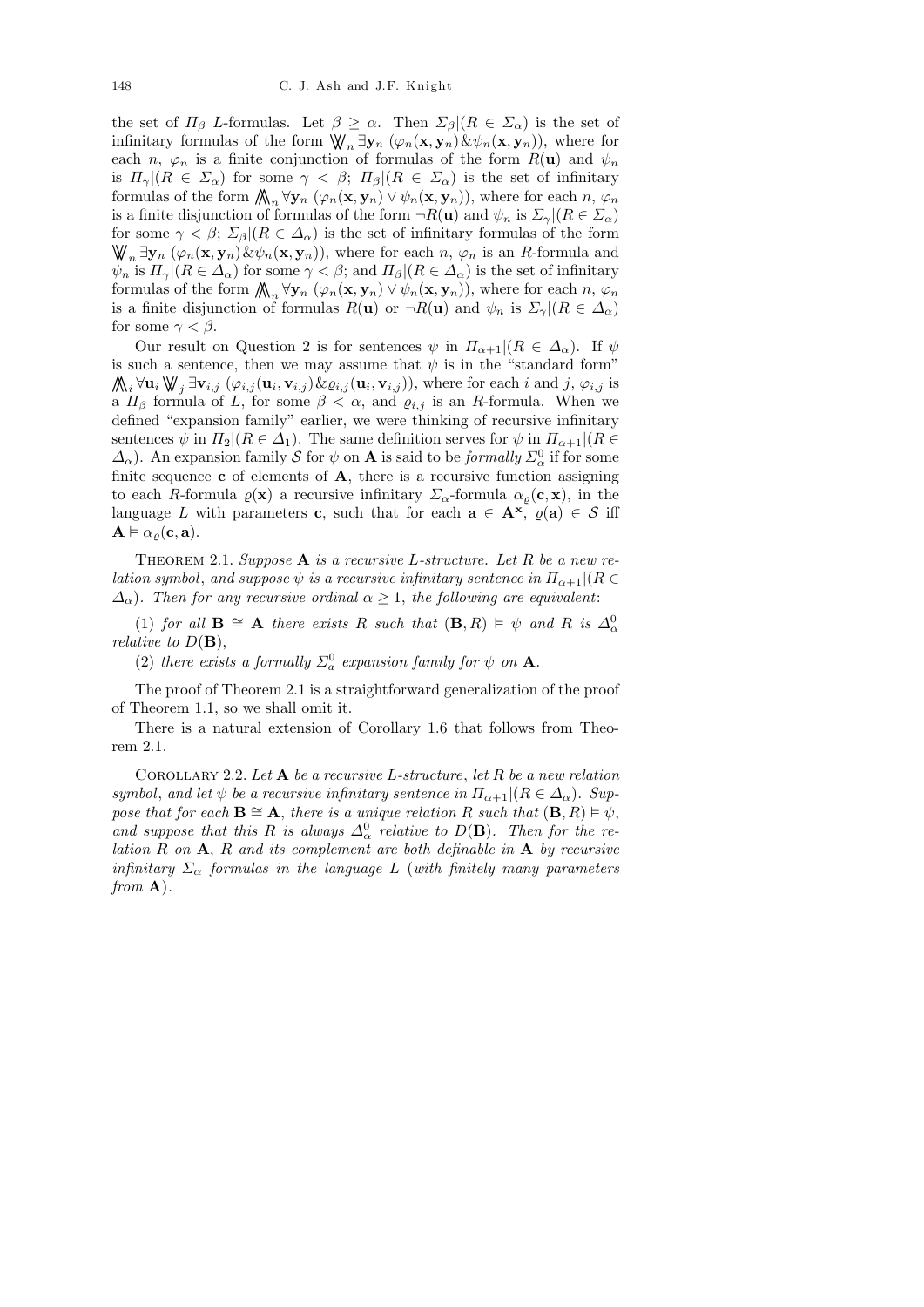the set of $\Pi_\beta$ $L$-formulas. Let $\beta \geq \alpha$. Then $\Sigma_\beta|(R \in \Sigma_\alpha)$ is the set of infinitary formulas of the form $\bigvee\!\!\!\bigvee_n \exists \mathbf{y}_n\ (\varphi_n(\mathbf{x},\mathbf{y}_n) \& \psi_n(\mathbf{x},\mathbf{y}_n))$, where for each $n$, $\varphi_n$ is a finite conjunction of formulas of the form $R(\mathbf{u})$ and $\psi_n$ is $\Pi_\gamma|(R \in \Sigma_\alpha)$ for some $\gamma < \beta$; $\Pi_\beta|(R \in \Sigma_\alpha)$ is the set of infinitary formulas of the form $\bigwedge\!\!\!\bigwedge_n \forall \mathbf{y}_n\ (\varphi_n(\mathbf{x},\mathbf{y}_n) \vee \psi_n(\mathbf{x},\mathbf{y}_n))$, where for each $n$, $\varphi_n$ is a finite disjunction of formulas of the form $\neg R(\mathbf{u})$ and $\psi_n$ is $\Sigma_\gamma|(R \in \Sigma_\alpha)$ for some $\gamma < \beta$; $\Sigma_\beta|(R \in \Delta_\alpha)$ is the set of infinitary formulas of the form $\bigvee\!\!\!\bigvee_n \exists \mathbf{y}_n\ (\varphi_n(\mathbf{x},\mathbf{y}_n) \& \psi_n(\mathbf{x},\mathbf{y}_n))$, where for each $n$, $\varphi_n$ is an $R$-formula and $\psi_n$ is $\Pi_\gamma|(R \in \Delta_\alpha)$ for some $\gamma < \beta$; and $\Pi_\beta|(R \in \Delta_\alpha)$ is the set of infinitary formulas of the form $\bigwedge\!\!\!\bigwedge_n \forall \mathbf{y}_n\ (\varphi_n(\mathbf{x},\mathbf{y}_n) \vee \psi_n(\mathbf{x},\mathbf{y}_n))$, where for each $n$, $\varphi_n$ is a finite disjunction of formulas $R(\mathbf{u})$ or $\neg R(\mathbf{u})$ and $\psi_n$ is $\Sigma_\gamma|(R \in \Delta_\alpha)$ for some $\gamma < \beta$.

Our result on Question 2 is for sentences $\psi$ in $\Pi_{\alpha+1}|(R \in \Delta_\alpha)$. If $\psi$ is such a sentence, then we may assume that $\psi$ is in the "standard form" $\bigwedge\!\!\!\bigwedge_i \forall \mathbf{u}_i \bigvee\!\!\!\bigvee_j \exists \mathbf{v}_{i,j}\ (\varphi_{i,j}(\mathbf{u}_i,\mathbf{v}_{i,j}) \& \varrho_{i,j}(\mathbf{u}_i,\mathbf{v}_{i,j}))$, where for each $i$ and $j$, $\varphi_{i,j}$ is a $\Pi_\beta$ formula of $L$, for some $\beta < \alpha$, and $\varrho_{i,j}$ is an $R$-formula. When we defined "expansion family" earlier, we were thinking of recursive infinitary sentences $\psi$ in $\Pi_2|(R \in \Delta_1)$. The same definition serves for $\psi$ in $\Pi_{\alpha+1}|(R \in \Delta_\alpha)$. An expansion family $\mathcal{S}$ for $\psi$ on $\mathbf{A}$ is said to be *formally* $\Sigma^0_\alpha$ if for some finite sequence $\mathbf{c}$ of elements of $\mathbf{A}$, there is a recursive function assigning to each $R$-formula $\varrho(\mathbf{x})$ a recursive infinitary $\Sigma_\alpha$-formula $\alpha_\varrho(\mathbf{c},\mathbf{x})$, in the language $L$ with parameters $\mathbf{c}$, such that for each $\mathbf{a} \in \mathbf{A}^{\mathbf{x}}$, $\varrho(\mathbf{a}) \in \mathcal{S}$ iff $\mathbf{A} \vDash \alpha_\varrho(\mathbf{c},\mathbf{a})$.

THEOREM 2.1. *Suppose* $\mathbf{A}$ *is a recursive* $L$-*structure. Let* $R$ *be a new relation symbol*, *and suppose* $\psi$ *is a recursive infinitary sentence in* $\Pi_{\alpha+1}|(R \in \Delta_\alpha)$. *Then for any recursive ordinal* $\alpha \geq 1$, *the following are equivalent*:

(1) *for all* $\mathbf{B} \cong \mathbf{A}$ *there exists* $R$ *such that* $(\mathbf{B}, R) \vDash \psi$ *and* $R$ *is* $\Delta^0_\alpha$ *relative to* $D(\mathbf{B})$,

(2) *there exists a formally* $\Sigma^0_a$ *expansion family for* $\psi$ *on* $\mathbf{A}$.

The proof of Theorem 2.1 is a straightforward generalization of the proof of Theorem 1.1, so we shall omit it.

There is a natural extension of Corollary 1.6 that follows from Theorem 2.1.

COROLLARY 2.2. *Let* $\mathbf{A}$ *be a recursive* $L$-*structure*, *let* $R$ *be a new relation symbol*, *and let* $\psi$ *be a recursive infinitary sentence in* $\Pi_{\alpha+1}|(R \in \Delta_\alpha)$. *Suppose that for each* $\mathbf{B} \cong \mathbf{A}$, *there is a unique relation* $R$ *such that* $(\mathbf{B}, R) \vDash \psi$, *and suppose that this* $R$ *is always* $\Delta^0_\alpha$ *relative to* $D(\mathbf{B})$. *Then for the relation* $R$ *on* $\mathbf{A}$, $R$ *and its complement are both definable in* $\mathbf{A}$ *by recursive infinitary* $\Sigma_\alpha$ *formulas in the language* $L$ (*with finitely many parameters from* $\mathbf{A}$).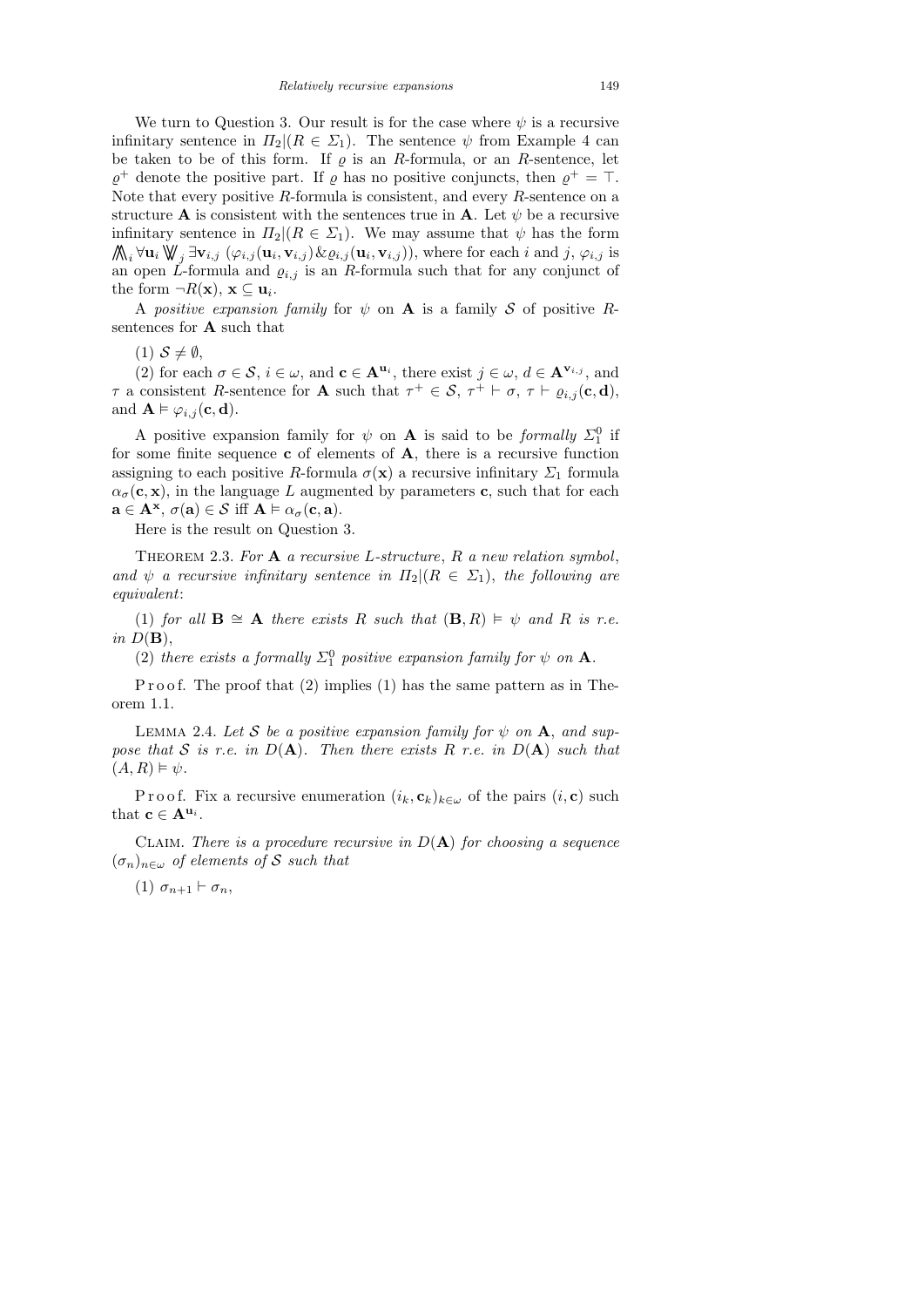We turn to Question 3. Our result is for the case where $\psi$ is a recursive infinitary sentence in $\Pi_2|(R \in \Sigma_1)$. The sentence $\psi$ from Example 4 can be taken to be of this form. If $\varrho$ is an $R$-formula, or an $R$-sentence, let $\varrho^+$ denote the positive part. If $\varrho$ has no positive conjuncts, then $\varrho^+ = \top$. Note that every positive $R$-formula is consistent, and every $R$-sentence on a structure $\mathbf{A}$ is consistent with the sentences true in $\mathbf{A}$. Let $\psi$ be a recursive infinitary sentence in $\Pi_2|(R \in \Sigma_1)$. We may assume that $\psi$ has the form $\bigwedge\!\!\!\bigwedge_i \forall \mathbf{u}_i \bigvee\!\!\!\bigvee_j \exists \mathbf{v}_{i,j}\ (\varphi_{i,j}(\mathbf{u}_i, \mathbf{v}_{i,j}) \& \varrho_{i,j}(\mathbf{u}_i, \mathbf{v}_{i,j}))$, where for each $i$ and $j$, $\varphi_{i,j}$ is an open $L$-formula and $\varrho_{i,j}$ is an $R$-formula such that for any conjunct of the form $\neg R(\mathbf{x})$, $\mathbf{x} \subseteq \mathbf{u}_i$.

A *positive expansion family* for $\psi$ on $\mathbf{A}$ is a family $\mathcal{S}$ of positive $R$-sentences for $\mathbf{A}$ such that

(1) $\mathcal{S} \neq \emptyset$,

(2) for each $\sigma \in \mathcal{S}$, $i \in \omega$, and $\mathbf{c} \in \mathbf{A}^{\mathbf{u}_i}$, there exist $j \in \omega$, $d \in \mathbf{A}^{\mathbf{v}_{i,j}}$, and $\tau$ a consistent $R$-sentence for $\mathbf{A}$ such that $\tau^+ \in \mathcal{S}$, $\tau^+ \vdash \sigma$, $\tau \vdash \varrho_{i,j}(\mathbf{c}, \mathbf{d})$, and $\mathbf{A} \vDash \varphi_{i,j}(\mathbf{c}, \mathbf{d})$.

A positive expansion family for $\psi$ on $\mathbf{A}$ is said to be *formally $\Sigma^0_1$* if for some finite sequence $\mathbf{c}$ of elements of $\mathbf{A}$, there is a recursive function assigning to each positive $R$-formula $\sigma(\mathbf{x})$ a recursive infinitary $\Sigma_1$ formula $\alpha_\sigma(\mathbf{c}, \mathbf{x})$, in the language $L$ augmented by parameters $\mathbf{c}$, such that for each $\mathbf{a} \in \mathbf{A}^{\mathbf{x}}$, $\sigma(\mathbf{a}) \in \mathcal{S}$ iff $\mathbf{A} \vDash \alpha_\sigma(\mathbf{c}, \mathbf{a})$.

Here is the result on Question 3.

THEOREM 2.3. *For $\mathbf{A}$ a recursive $L$-structure, $R$ a new relation symbol, and $\psi$ a recursive infinitary sentence in $\Pi_2|(R \in \Sigma_1)$, the following are equivalent*:

(1) *for all $\mathbf{B} \cong \mathbf{A}$ there exists $R$ such that $(\mathbf{B}, R) \vDash \psi$ and $R$ is r.e. in $D(\mathbf{B})$*,

(2) *there exists a formally $\Sigma^0_1$ positive expansion family for $\psi$ on $\mathbf{A}$.*

Proof. The proof that (2) implies (1) has the same pattern as in Theorem 1.1.

LEMMA 2.4. *Let $\mathcal{S}$ be a positive expansion family for $\psi$ on $\mathbf{A}$, and suppose that $\mathcal{S}$ is r.e. in $D(\mathbf{A})$. Then there exists $R$ r.e. in $D(\mathbf{A})$ such that $(A, R) \vDash \psi$.*

Proof. Fix a recursive enumeration $(i_k, \mathbf{c}_k)_{k\in\omega}$ of the pairs $(i, \mathbf{c})$ such that $\mathbf{c} \in \mathbf{A}^{\mathbf{u}_i}$.

CLAIM. *There is a procedure recursive in $D(\mathbf{A})$ for choosing a sequence $(\sigma_n)_{n\in\omega}$ of elements of $\mathcal{S}$ such that*

(1) $\sigma_{n+1} \vdash \sigma_n$,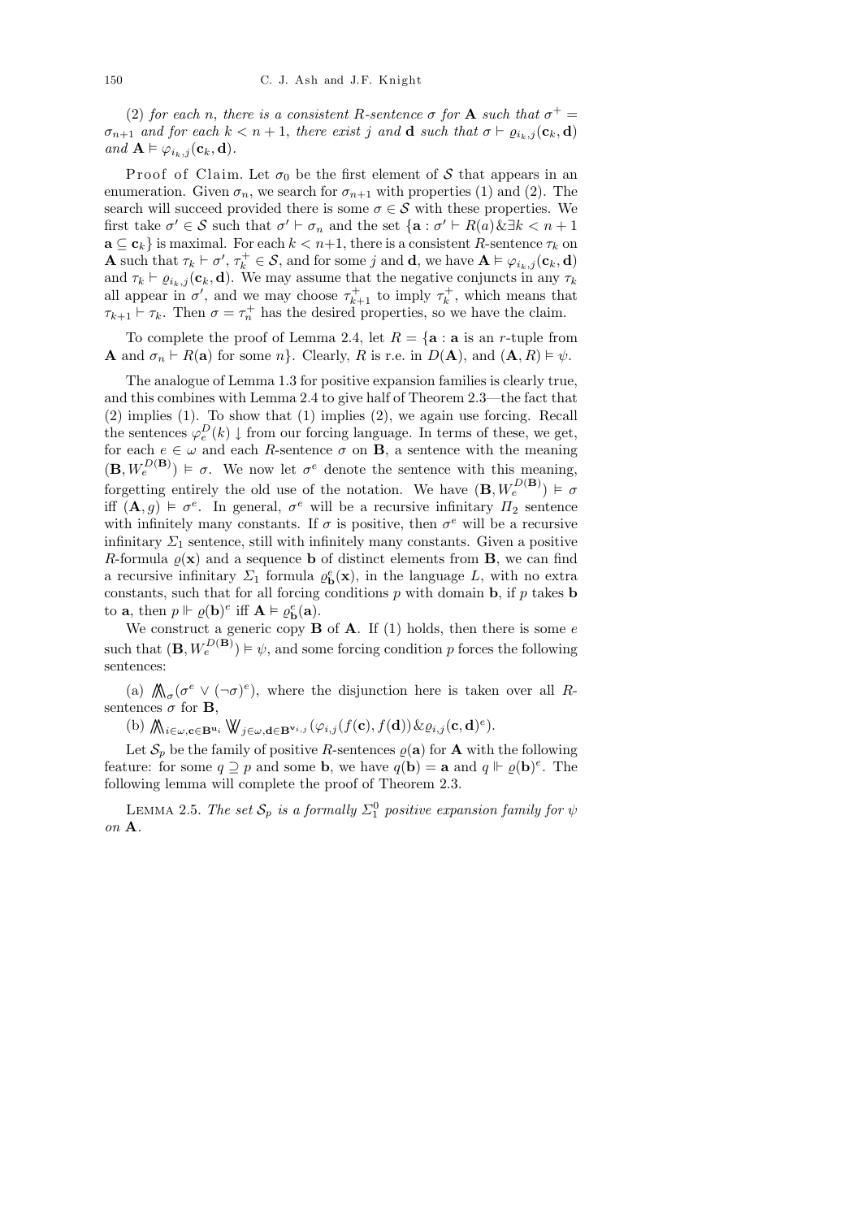(2) *for each* $n$, *there is a consistent* $R$*-sentence* $\sigma$ *for* $\mathbf{A}$ *such that* $\sigma^+ = \sigma_{n+1}$ *and for each* $k < n+1$, *there exist* $j$ *and* $\mathbf{d}$ *such that* $\sigma \vdash \varrho_{i_k,j}(\mathbf{c}_k, \mathbf{d})$ *and* $\mathbf{A} \models \varphi_{i_k,j}(\mathbf{c}_k, \mathbf{d})$.

Proof of Claim. Let $\sigma_0$ be the first element of $\mathcal{S}$ that appears in an enumeration. Given $\sigma_n$, we search for $\sigma_{n+1}$ with properties (1) and (2). The search will succeed provided there is some $\sigma \in \mathcal{S}$ with these properties. We first take $\sigma' \in \mathcal{S}$ such that $\sigma' \vdash \sigma_n$ and the set $\{\mathbf{a} : \sigma' \vdash R(a) \& \exists k < n+1\ \mathbf{a} \subseteq \mathbf{c}_k\}$ is maximal. For each $k < n+1$, there is a consistent $R$-sentence $\tau_k$ on $\mathbf{A}$ such that $\tau_k \vdash \sigma'$, $\tau_k^+ \in \mathcal{S}$, and for some $j$ and $\mathbf{d}$, we have $\mathbf{A} \models \varphi_{i_k,j}(\mathbf{c}_k, \mathbf{d})$ and $\tau_k \vdash \varrho_{i_k,j}(\mathbf{c}_k, \mathbf{d})$. We may assume that the negative conjuncts in any $\tau_k$ all appear in $\sigma'$, and we may choose $\tau_{k+1}^+$ to imply $\tau_k^+$, which means that $\tau_{k+1} \vdash \tau_k$. Then $\sigma = \tau_n^+$ has the desired properties, so we have the claim.

To complete the proof of Lemma 2.4, let $R = \{\mathbf{a} : \mathbf{a}$ is an $r$-tuple from $\mathbf{A}$ and $\sigma_n \vdash R(\mathbf{a})$ for some $n\}$. Clearly, $R$ is r.e. in $D(\mathbf{A})$, and $(\mathbf{A}, R) \models \psi$.

The analogue of Lemma 1.3 for positive expansion families is clearly true, and this combines with Lemma 2.4 to give half of Theorem 2.3—the fact that (2) implies (1). To show that (1) implies (2), we again use forcing. Recall the sentences $\varphi_e^D(k)\downarrow$ from our forcing language. In terms of these, we get, for each $e \in \omega$ and each $R$-sentence $\sigma$ on $\mathbf{B}$, a sentence with the meaning $(\mathbf{B}, W_e^{D(\mathbf{B})}) \models \sigma$. We now let $\sigma^e$ denote the sentence with this meaning, forgetting entirely the old use of the notation. We have $(\mathbf{B}, W_e^{D(\mathbf{B})}) \models \sigma$ iff $(\mathbf{A}, g) \models \sigma^e$. In general, $\sigma^e$ will be a recursive infinitary $\Pi_2$ sentence with infinitely many constants. If $\sigma$ is positive, then $\sigma^e$ will be a recursive infinitary $\Sigma_1$ sentence, still with infinitely many constants. Given a positive $R$-formula $\varrho(\mathbf{x})$ and a sequence $\mathbf{b}$ of distinct elements from $\mathbf{B}$, we can find a recursive infinitary $\Sigma_1$ formula $\varrho_{\mathbf{b}}^e(\mathbf{x})$, in the language $L$, with no extra constants, such that for all forcing conditions $p$ with domain $\mathbf{b}$, if $p$ takes $\mathbf{b}$ to $\mathbf{a}$, then $p \Vdash \varrho(\mathbf{b})^e$ iff $\mathbf{A} \models \varrho_{\mathbf{b}}^e(\mathbf{a})$.

We construct a generic copy $\mathbf{B}$ of $\mathbf{A}$. If (1) holds, then there is some $e$ such that $(\mathbf{B}, W_e^{D(\mathbf{B})}) \models \psi$, and some forcing condition $p$ forces the following sentences:

(a) $\bigwedge\!\!\!\bigwedge_\sigma (\sigma^e \vee (\neg\sigma)^e)$, where the disjunction here is taken over all $R$-sentences $\sigma$ for $\mathbf{B}$,

(b) $\bigwedge\!\!\!\bigwedge_{i\in\omega, \mathbf{c}\in\mathbf{B}^{\mathbf{u}_i}} \bigvee\!\!\!\bigvee_{j\in\omega, \mathbf{d}\in\mathbf{B}^{\mathbf{v}_{i,j}}} (\varphi_{i,j}(f(\mathbf{c}), f(\mathbf{d})) \& \varrho_{i,j}(\mathbf{c}, \mathbf{d})^e)$.

Let $\mathcal{S}_p$ be the family of positive $R$-sentences $\varrho(\mathbf{a})$ for $\mathbf{A}$ with the following feature: for some $q \supseteq p$ and some $\mathbf{b}$, we have $q(\mathbf{b}) = \mathbf{a}$ and $q \Vdash \varrho(\mathbf{b})^e$. The following lemma will complete the proof of Theorem 2.3.

LEMMA 2.5. *The set* $\mathcal{S}_p$ *is a formally* $\Sigma_1^0$ *positive expansion family for* $\psi$ *on* $\mathbf{A}$.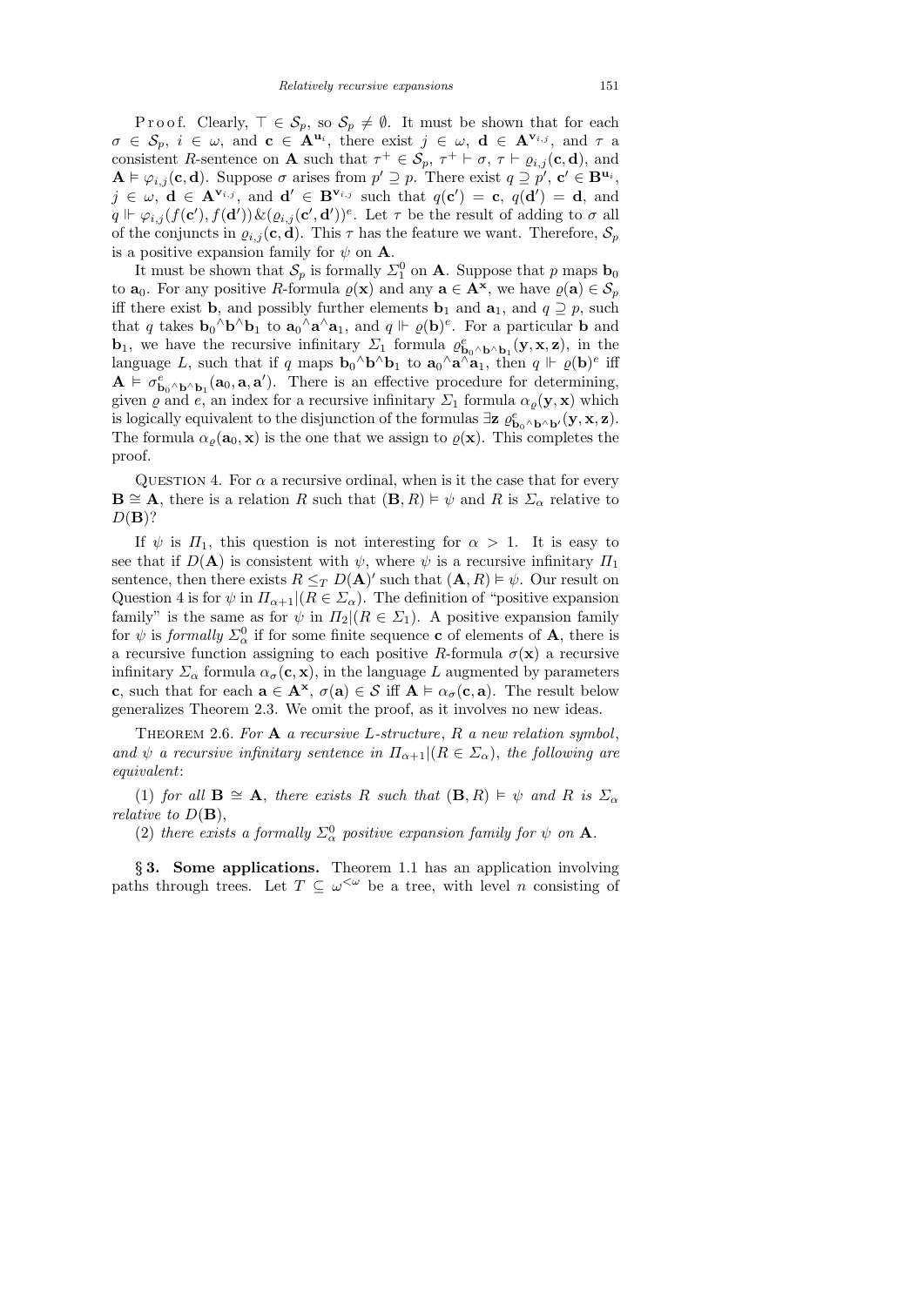Proof. Clearly, $\top \in \mathcal{S}_p$, so $\mathcal{S}_p \neq \emptyset$. It must be shown that for each $\sigma \in \mathcal{S}_p$, $i \in \omega$, and $\mathbf{c} \in \mathbf{A}^{\mathbf{u}_i}$, there exist $j \in \omega$, $\mathbf{d} \in \mathbf{A}^{\mathbf{v}_{i,j}}$, and $\tau$ a consistent $R$-sentence on $\mathbf{A}$ such that $\tau^+ \in \mathcal{S}_p$, $\tau^+ \vdash \sigma$, $\tau \vdash \varrho_{i,j}(\mathbf{c}, \mathbf{d})$, and $\mathbf{A} \models \varphi_{i,j}(\mathbf{c}, \mathbf{d})$. Suppose $\sigma$ arises from $p' \supseteq p$. There exist $q \supseteq p'$, $\mathbf{c}' \in \mathbf{B}^{\mathbf{u}_i}$, $j \in \omega$, $\mathbf{d} \in \mathbf{A}^{\mathbf{v}_{i,j}}$, and $\mathbf{d}' \in \mathbf{B}^{\mathbf{v}_{i,j}}$ such that $q(\mathbf{c}') = \mathbf{c}$, $q(\mathbf{d}') = \mathbf{d}$, and $q \Vdash \varphi_{i,j}(f(\mathbf{c}'), f(\mathbf{d}')) \& (\varrho_{i,j}(\mathbf{c}', \mathbf{d}'))^e$. Let $\tau$ be the result of adding to $\sigma$ all of the conjuncts in $\varrho_{i,j}(\mathbf{c}, \mathbf{d})$. This $\tau$ has the feature we want. Therefore, $\mathcal{S}_p$ is a positive expansion family for $\psi$ on $\mathbf{A}$.

It must be shown that $\mathcal{S}_p$ is formally $\Sigma_1^0$ on $\mathbf{A}$. Suppose that $p$ maps $\mathbf{b}_0$ to $\mathbf{a}_0$. For any positive $R$-formula $\varrho(\mathbf{x})$ and any $\mathbf{a} \in \mathbf{A}^{\mathbf{x}}$, we have $\varrho(\mathbf{a}) \in \mathcal{S}_p$ iff there exist $\mathbf{b}$, and possibly further elements $\mathbf{b}_1$ and $\mathbf{a}_1$, and $q \supseteq p$, such that $q$ takes $\mathbf{b}_0{}^\wedge\mathbf{b}^\wedge\mathbf{b}_1$ to $\mathbf{a}_0{}^\wedge\mathbf{a}^\wedge\mathbf{a}_1$, and $q \Vdash \varrho(\mathbf{b})^e$. For a particular $\mathbf{b}$ and $\mathbf{b}_1$, we have the recursive infinitary $\Sigma_1$ formula $\varrho^e_{\mathbf{b}_0{}^\wedge\mathbf{b}^\wedge\mathbf{b}_1}(\mathbf{y}, \mathbf{x}, \mathbf{z})$, in the language $L$, such that if $q$ maps $\mathbf{b}_0{}^\wedge\mathbf{b}^\wedge\mathbf{b}_1$ to $\mathbf{a}_0{}^\wedge\mathbf{a}^\wedge\mathbf{a}_1$, then $q \Vdash \varrho(\mathbf{b})^e$ iff $\mathbf{A} \models \sigma^e_{\mathbf{b}_0{}^\wedge\mathbf{b}^\wedge\mathbf{b}_1}(\mathbf{a}_0, \mathbf{a}, \mathbf{a}')$. There is an effective procedure for determining, given $\varrho$ and $e$, an index for a recursive infinitary $\Sigma_1$ formula $\alpha_\varrho(\mathbf{y}, \mathbf{x})$ which is logically equivalent to the disjunction of the formulas $\exists \mathbf{z}\ \varrho^e_{\mathbf{b}_0{}^\wedge\mathbf{b}^\wedge\mathbf{b}'}(\mathbf{y}, \mathbf{x}, \mathbf{z})$. The formula $\alpha_\varrho(\mathbf{a}_0, \mathbf{x})$ is the one that we assign to $\varrho(\mathbf{x})$. This completes the proof.

Question 4. For $\alpha$ a recursive ordinal, when is it the case that for every $\mathbf{B} \cong \mathbf{A}$, there is a relation $R$ such that $(\mathbf{B}, R) \models \psi$ and $R$ is $\Sigma_\alpha$ relative to $D(\mathbf{B})$?

If $\psi$ is $\Pi_1$, this question is not interesting for $\alpha > 1$. It is easy to see that if $D(\mathbf{A})$ is consistent with $\psi$, where $\psi$ is a recursive infinitary $\Pi_1$ sentence, then there exists $R \leq_T D(\mathbf{A})'$ such that $(\mathbf{A}, R) \models \psi$. Our result on Question 4 is for $\psi$ in $\Pi_{\alpha+1}|(R \in \Sigma_\alpha)$. The definition of "positive expansion family" is the same as for $\psi$ in $\Pi_2|(R \in \Sigma_1)$. A positive expansion family for $\psi$ is *formally* $\Sigma^0_\alpha$ if for some finite sequence $\mathbf{c}$ of elements of $\mathbf{A}$, there is a recursive function assigning to each positive $R$-formula $\sigma(\mathbf{x})$ a recursive infinitary $\Sigma_\alpha$ formula $\alpha_\sigma(\mathbf{c}, \mathbf{x})$, in the language $L$ augmented by parameters $\mathbf{c}$, such that for each $\mathbf{a} \in \mathbf{A}^{\mathbf{x}}$, $\sigma(\mathbf{a}) \in \mathcal{S}$ iff $\mathbf{A} \models \alpha_\sigma(\mathbf{c}, \mathbf{a})$. The result below generalizes Theorem 2.3. We omit the proof, as it involves no new ideas.

Theorem 2.6. *For $\mathbf{A}$ a recursive $L$-structure, $R$ a new relation symbol, and $\psi$ a recursive infinitary sentence in $\Pi_{\alpha+1}|(R \in \Sigma_\alpha)$, the following are equivalent*:

(1) *for all $\mathbf{B} \cong \mathbf{A}$, there exists $R$ such that $(\mathbf{B}, R) \models \psi$ and $R$ is $\Sigma_\alpha$ relative to $D(\mathbf{B})$*,

(2) *there exists a formally $\Sigma^0_\alpha$ positive expansion family for $\psi$ on $\mathbf{A}$.*

## § 3. Some applications.

Theorem 1.1 has an application involving paths through trees. Let $T \subseteq \omega^{<\omega}$ be a tree, with level $n$ consisting of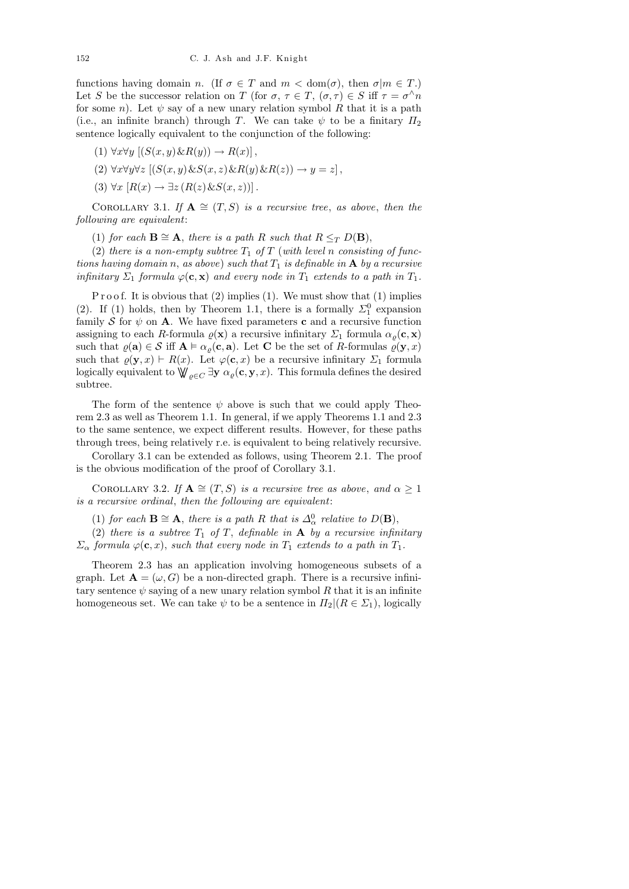functions having domain $n$. (If $\sigma \in T$ and $m < \text{dom}(\sigma)$, then $\sigma|m \in T$.) Let $S$ be the successor relation on $T$ (for $\sigma, \tau \in T$, $(\sigma, \tau) \in S$ iff $\tau = \sigma^\wedge n$ for some $n$). Let $\psi$ say of a new unary relation symbol $R$ that it is a path (i.e., an infinite branch) through $T$. We can take $\psi$ to be a finitary $\Pi_2$ sentence logically equivalent to the conjunction of the following:

(1) $\forall x \forall y\, [(S(x,y) \& R(y)) \to R(x)]$,

(2) $\forall x \forall y \forall z\, [(S(x,y) \& S(x,z) \& R(y) \& R(z)) \to y = z]$,

(3) $\forall x\, [R(x) \to \exists z\, (R(z) \& S(x,z))]$.

COROLLARY 3.1. *If $\mathbf{A} \cong (T,S)$ is a recursive tree, as above, then the following are equivalent*:

(1) *for each $\mathbf{B} \cong \mathbf{A}$, there is a path $R$ such that $R \leq_T D(\mathbf{B})$*,

(2) *there is a non-empty subtree $T_1$ of $T$* (*with level $n$ consisting of functions having domain $n$, as above*) *such that $T_1$ is definable in $\mathbf{A}$ by a recursive infinitary $\Sigma_1$ formula $\varphi(\mathbf{c}, \mathbf{x})$ and every node in $T_1$ extends to a path in $T_1$.*

Proof. It is obvious that (2) implies (1). We must show that (1) implies (2). If (1) holds, then by Theorem 1.1, there is a formally $\Sigma^0_1$ expansion family $\mathcal{S}$ for $\psi$ on $\mathbf{A}$. We have fixed parameters $\mathbf{c}$ and a recursive function assigning to each $R$-formula $\varrho(\mathbf{x})$ a recursive infinitary $\Sigma_1$ formula $\alpha_\varrho(\mathbf{c}, \mathbf{x})$ such that $\varrho(\mathbf{a}) \in \mathcal{S}$ iff $\mathbf{A} \models \alpha_\varrho(\mathbf{c}, \mathbf{a})$. Let $\mathbf{C}$ be the set of $R$-formulas $\varrho(\mathbf{y}, x)$ such that $\varrho(\mathbf{y}, x) \vdash R(x)$. Let $\varphi(\mathbf{c}, x)$ be a recursive infinitary $\Sigma_1$ formula logically equivalent to $\bigvee\!\!\!\bigvee_{\varrho \in C} \exists \mathbf{y}\, \alpha_\varrho(\mathbf{c}, \mathbf{y}, x)$. This formula defines the desired subtree.

The form of the sentence $\psi$ above is such that we could apply Theorem 2.3 as well as Theorem 1.1. In general, if we apply Theorems 1.1 and 2.3 to the same sentence, we expect different results. However, for these paths through trees, being relatively r.e. is equivalent to being relatively recursive.

Corollary 3.1 can be extended as follows, using Theorem 2.1. The proof is the obvious modification of the proof of Corollary 3.1.

COROLLARY 3.2. *If $\mathbf{A} \cong (T,S)$ is a recursive tree as above, and $\alpha \geq 1$ is a recursive ordinal, then the following are equivalent*:

(1) *for each $\mathbf{B} \cong \mathbf{A}$, there is a path $R$ that is $\Delta^0_\alpha$ relative to $D(\mathbf{B})$*,

(2) *there is a subtree $T_1$ of $T$, definable in $\mathbf{A}$ by a recursive infinitary $\Sigma_\alpha$ formula $\varphi(\mathbf{c}, x)$, such that every node in $T_1$ extends to a path in $T_1$.*

Theorem 2.3 has an application involving homogeneous subsets of a graph. Let $\mathbf{A} = (\omega, G)$ be a non-directed graph. There is a recursive infinitary sentence $\psi$ saying of a new unary relation symbol $R$ that it is an infinite homogeneous set. We can take $\psi$ to be a sentence in $\Pi_2|(R \in \Sigma_1)$, logically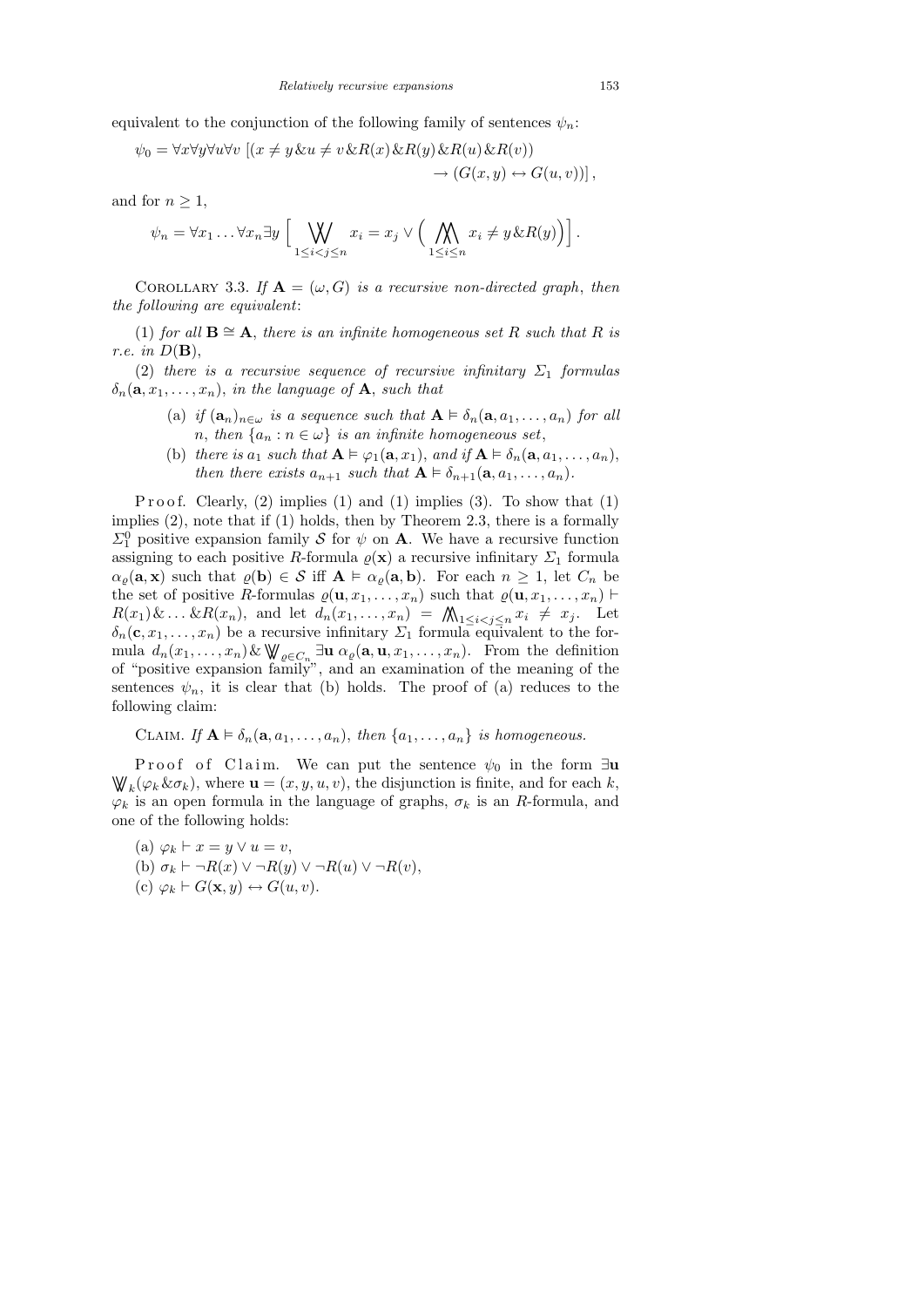equivalent to the conjunction of the following family of sentences $\psi_n$:

$$\psi_0 = \forall x \forall y \forall u \forall v\ [(x \neq y \,\&\, u \neq v \,\&\, R(x) \,\&\, R(y) \,\&\, R(u) \,\&\, R(v)) \\ \rightarrow (G(x,y) \leftrightarrow G(u,v))],$$

and for $n \geq 1$,

$$\psi_n = \forall x_1 \ldots \forall x_n \exists y \Big[ \bigvee\!\!\!\bigvee_{1 \leq i < j \leq n} x_i = x_j \vee \Big( \bigwedge\!\!\!\bigwedge_{1 \leq i \leq n} x_i \neq y \,\&\, R(y) \Big) \Big].$$

COROLLARY 3.3. *If $\mathbf{A} = (\omega, G)$ is a recursive non-directed graph, then the following are equivalent*:

(1) *for all $\mathbf{B} \cong \mathbf{A}$, there is an infinite homogeneous set $R$ such that $R$ is r.e. in $D(\mathbf{B})$*,

(2) *there is a recursive sequence of recursive infinitary $\Sigma_1$ formulas $\delta_n(\mathbf{a}, x_1, \ldots, x_n)$, in the language of $\mathbf{A}$, such that*

- (a) *if $(\mathbf{a}_n)_{n \in \omega}$ is a sequence such that $\mathbf{A} \models \delta_n(\mathbf{a}, a_1, \ldots, a_n)$ for all $n$, then $\{a_n : n \in \omega\}$ is an infinite homogeneous set*,
- (b) *there is $a_1$ such that $\mathbf{A} \models \varphi_1(\mathbf{a}, x_1)$, and if $\mathbf{A} \models \delta_n(\mathbf{a}, a_1, \ldots, a_n)$, then there exists $a_{n+1}$ such that $\mathbf{A} \models \delta_{n+1}(\mathbf{a}, a_1, \ldots, a_n)$.*

Proof. Clearly, (2) implies (1) and (1) implies (3). To show that (1) implies (2), note that if (1) holds, then by Theorem 2.3, there is a formally $\Sigma^0_1$ positive expansion family $\mathcal{S}$ for $\psi$ on $\mathbf{A}$. We have a recursive function assigning to each positive $R$-formula $\varrho(\mathbf{x})$ a recursive infinitary $\Sigma_1$ formula $\alpha_\varrho(\mathbf{a}, \mathbf{x})$ such that $\varrho(\mathbf{b}) \in \mathcal{S}$ iff $\mathbf{A} \models \alpha_\varrho(\mathbf{a}, \mathbf{b})$. For each $n \geq 1$, let $C_n$ be the set of positive $R$-formulas $\varrho(\mathbf{u}, x_1, \ldots, x_n)$ such that $\varrho(\mathbf{u}, x_1, \ldots, x_n) \vdash R(x_1) \,\&\, \ldots \,\&\, R(x_n)$, and let $d_n(x_1, \ldots, x_n) = \bigwedge\!\!\!\bigwedge_{1 \leq i < j \leq n} x_i \neq x_j$. Let $\delta_n(\mathbf{c}, x_1, \ldots, x_n)$ be a recursive infinitary $\Sigma_1$ formula equivalent to the formula $d_n(x_1, \ldots, x_n) \,\&\, \bigvee\!\!\!\bigvee_{\varrho \in C_n} \exists \mathbf{u}\ \alpha_\varrho(\mathbf{a}, \mathbf{u}, x_1, \ldots, x_n)$. From the definition of "positive expansion family", and an examination of the meaning of the sentences $\psi_n$, it is clear that (b) holds. The proof of (a) reduces to the following claim:

CLAIM. *If $\mathbf{A} \models \delta_n(\mathbf{a}, a_1, \ldots, a_n)$, then $\{a_1, \ldots, a_n\}$ is homogeneous.*

Proof of Claim. We can put the sentence $\psi_0$ in the form $\exists \mathbf{u} \bigvee\!\!\!\bigvee_k (\varphi_k \,\&\, \sigma_k)$, where $\mathbf{u} = (x, y, u, v)$, the disjunction is finite, and for each $k$, $\varphi_k$ is an open formula in the language of graphs, $\sigma_k$ is an $R$-formula, and one of the following holds:

(a) $\varphi_k \vdash x = y \vee u = v$,

(b) $\sigma_k \vdash \neg R(x) \vee \neg R(y) \vee \neg R(u) \vee \neg R(v)$,

(c) $\varphi_k \vdash G(\mathbf{x}, y) \leftrightarrow G(u, v)$.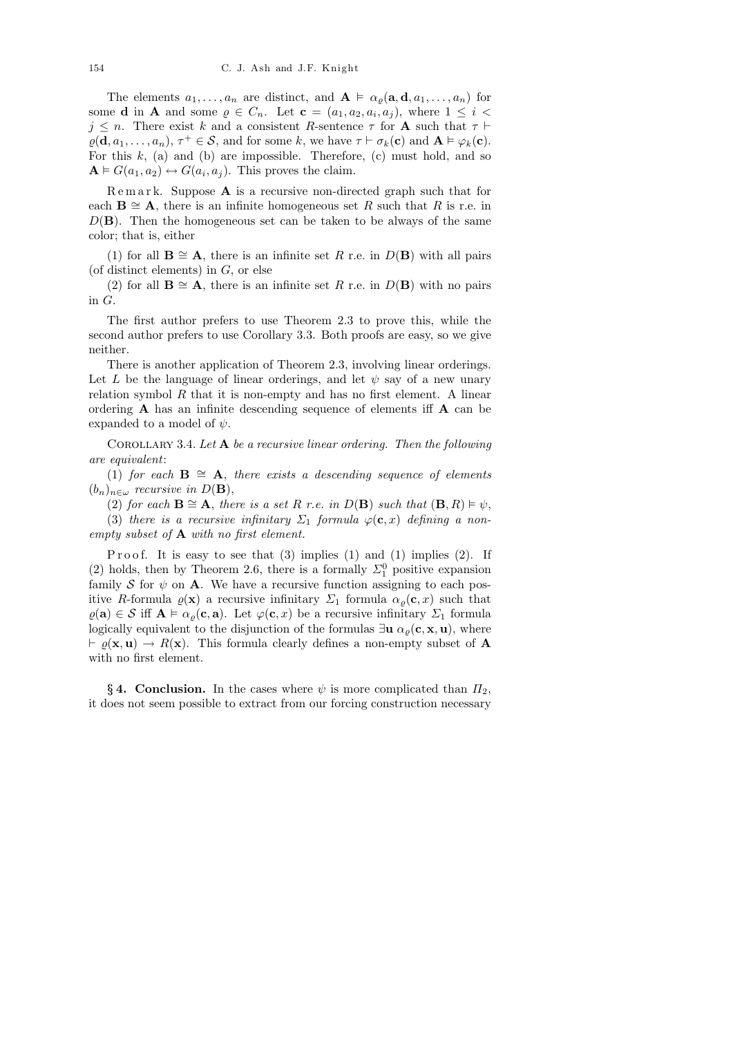The elements $a_1, \ldots, a_n$ are distinct, and $\mathbf{A} \vDash \alpha_\varrho(\mathbf{a}, \mathbf{d}, a_1, \ldots, a_n)$ for some $\mathbf{d}$ in $\mathbf{A}$ and some $\varrho \in C_n$. Let $\mathbf{c} = (a_1, a_2, a_i, a_j)$, where $1 \le i < j \le n$. There exist $k$ and a consistent $R$-sentence $\tau$ for $\mathbf{A}$ such that $\tau \vdash \varrho(\mathbf{d}, a_1, \ldots, a_n)$, $\tau^+ \in \mathcal{S}$, and for some $k$, we have $\tau \vdash \sigma_k(\mathbf{c})$ and $\mathbf{A} \vDash \varphi_k(\mathbf{c})$. For this $k$, (a) and (b) are impossible. Therefore, (c) must hold, and so $\mathbf{A} \vDash G(a_1, a_2) \leftrightarrow G(a_i, a_j)$. This proves the claim.

Remark. Suppose $\mathbf{A}$ is a recursive non-directed graph such that for each $\mathbf{B} \cong \mathbf{A}$, there is an infinite homogeneous set $R$ such that $R$ is r.e. in $D(\mathbf{B})$. Then the homogeneous set can be taken to be always of the same color; that is, either

(1) for all $\mathbf{B} \cong \mathbf{A}$, there is an infinite set $R$ r.e. in $D(\mathbf{B})$ with all pairs (of distinct elements) in $G$, or else

(2) for all $\mathbf{B} \cong \mathbf{A}$, there is an infinite set $R$ r.e. in $D(\mathbf{B})$ with no pairs in $G$.

The first author prefers to use Theorem 2.3 to prove this, while the second author prefers to use Corollary 3.3. Both proofs are easy, so we give neither.

There is another application of Theorem 2.3, involving linear orderings. Let $L$ be the language of linear orderings, and let $\psi$ say of a new unary relation symbol $R$ that it is non-empty and has no first element. A linear ordering $\mathbf{A}$ has an infinite descending sequence of elements iff $\mathbf{A}$ can be expanded to a model of $\psi$.

Corollary 3.4. *Let $\mathbf{A}$ be a recursive linear ordering. Then the following are equivalent*:

(1) *for each $\mathbf{B} \cong \mathbf{A}$, there exists a descending sequence of elements $(b_n)_{n\in\omega}$ recursive in $D(\mathbf{B})$*,

(2) *for each $\mathbf{B} \cong \mathbf{A}$, there is a set $R$ r.e. in $D(\mathbf{B})$ such that $(\mathbf{B}, R) \vDash \psi$*,

(3) *there is a recursive infinitary $\Sigma_1$ formula $\varphi(\mathbf{c}, x)$ defining a non-empty subset of $\mathbf{A}$ with no first element.*

Proof. It is easy to see that (3) implies (1) and (1) implies (2). If (2) holds, then by Theorem 2.6, there is a formally $\Sigma^0_1$ positive expansion family $\mathcal{S}$ for $\psi$ on $\mathbf{A}$. We have a recursive function assigning to each positive $R$-formula $\varrho(\mathbf{x})$ a recursive infinitary $\Sigma_1$ formula $\alpha_\varrho(\mathbf{c}, x)$ such that $\varrho(\mathbf{a}) \in \mathcal{S}$ iff $\mathbf{A} \vDash \alpha_\varrho(\mathbf{c}, \mathbf{a})$. Let $\varphi(\mathbf{c}, x)$ be a recursive infinitary $\Sigma_1$ formula logically equivalent to the disjunction of the formulas $\exists \mathbf{u}\ \alpha_\varrho(\mathbf{c}, \mathbf{x}, \mathbf{u})$, where $\vdash \varrho(\mathbf{x}, \mathbf{u}) \to R(\mathbf{x})$. This formula clearly defines a non-empty subset of $\mathbf{A}$ with no first element.

## § 4. Conclusion.

In the cases where $\psi$ is more complicated than $\Pi_2$, it does not seem possible to extract from our forcing construction necessary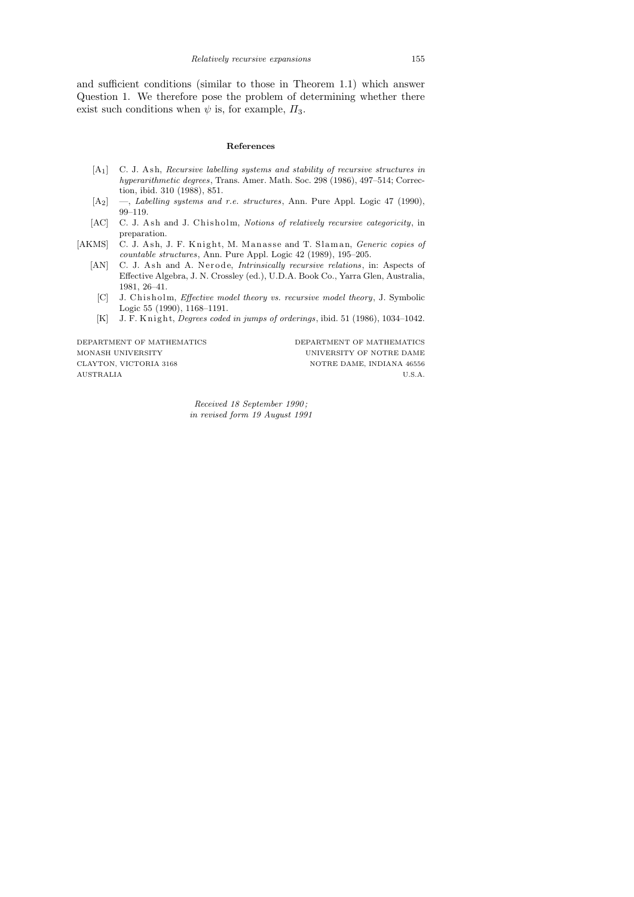and sufficient conditions (similar to those in Theorem 1.1) which answer Question 1. We therefore pose the problem of determining whether there exist such conditions when $\psi$ is, for example, $\Pi_3$.

### References

- [$A_1$] C. J. Ash, *Recursive labelling systems and stability of recursive structures in hyperarithmetic degrees*, Trans. Amer. Math. Soc. 298 (1986), 497–514; Correction, ibid. 310 (1988), 851.
- [$A_2$] —, *Labelling systems and r.e. structures*, Ann. Pure Appl. Logic 47 (1990), 99–119.
- [AC] C. J. Ash and J. Chisholm, *Notions of relatively recursive categoricity*, in preparation.
- [AKMS] C. J. Ash, J. F. Knight, M. Manasse and T. Slaman, *Generic copies of countable structures*, Ann. Pure Appl. Logic 42 (1989), 195–205.
- [AN] C. J. Ash and A. Nerode, *Intrinsically recursive relations*, in: Aspects of Effective Algebra, J. N. Crossley (ed.), U.D.A. Book Co., Yarra Glen, Australia, 1981, 26–41.
- [C] J. Chisholm, *Effective model theory vs. recursive model theory*, J. Symbolic Logic 55 (1990), 1168–1191.
- [K] J. F. Knight, *Degrees coded in jumps of orderings*, ibid. 51 (1986), 1034–1042.

DEPARTMENT OF MATHEMATICS
MONASH UNIVERSITY
CLAYTON, VICTORIA 3168
AUSTRALIA

DEPARTMENT OF MATHEMATICS
UNIVERSITY OF NOTRE DAME
NOTRE DAME, INDIANA 46556
U.S.A.

*Received 18 September 1990;*
*in revised form 19 August 1991*